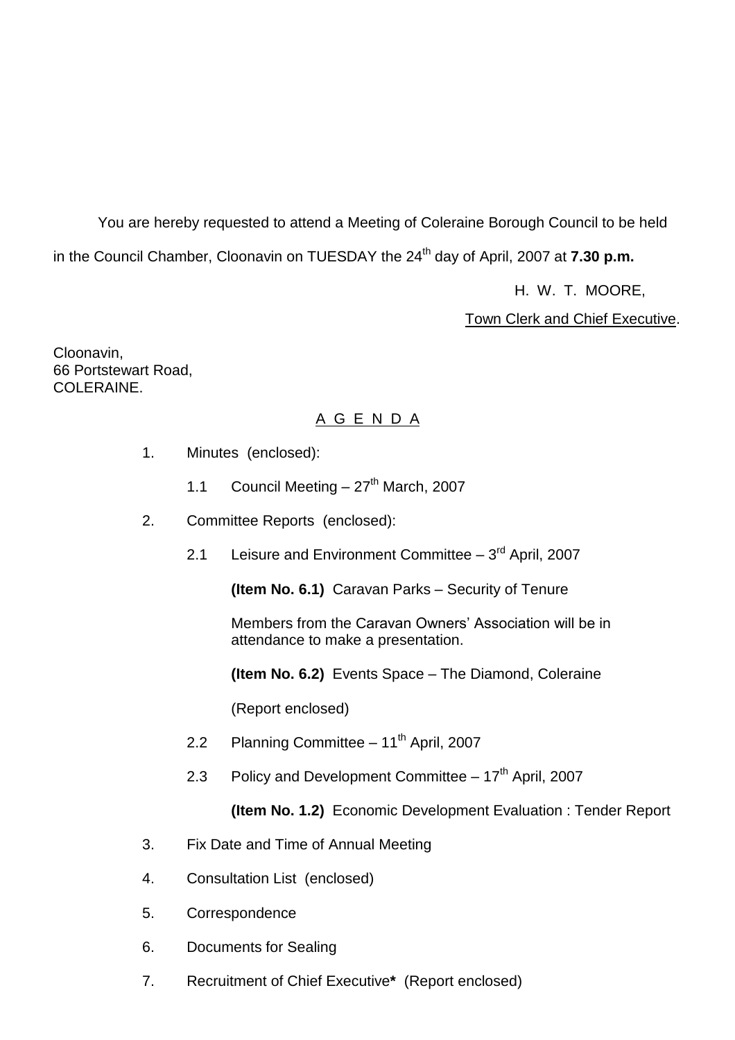You are hereby requested to attend a Meeting of Coleraine Borough Council to be held in the Council Chamber, Cloonavin on TUESDAY the 24th day of April, 2007 at **7.30 p.m.**

H. W. T. MOORE,

Town Clerk and Chief Executive.

Cloonavin,
66 Portstewart Road,
COLERAINE.

## A G E N D A

1. Minutes (enclosed):

   1.1 Council Meeting – 27th March, 2007

2. Committee Reports (enclosed):

   2.1 Leisure and Environment Committee – 3rd April, 2007

   **(Item No. 6.1)** Caravan Parks – Security of Tenure

   Members from the Caravan Owners' Association will be in attendance to make a presentation.

   **(Item No. 6.2)** Events Space – The Diamond, Coleraine

   (Report enclosed)

   2.2 Planning Committee – 11th April, 2007

   2.3 Policy and Development Committee – 17th April, 2007

   **(Item No. 1.2)** Economic Development Evaluation : Tender Report

3. Fix Date and Time of Annual Meeting

4. Consultation List (enclosed)

5. Correspondence

6. Documents for Sealing

7. Recruitment of Chief Executive**\*** (Report enclosed)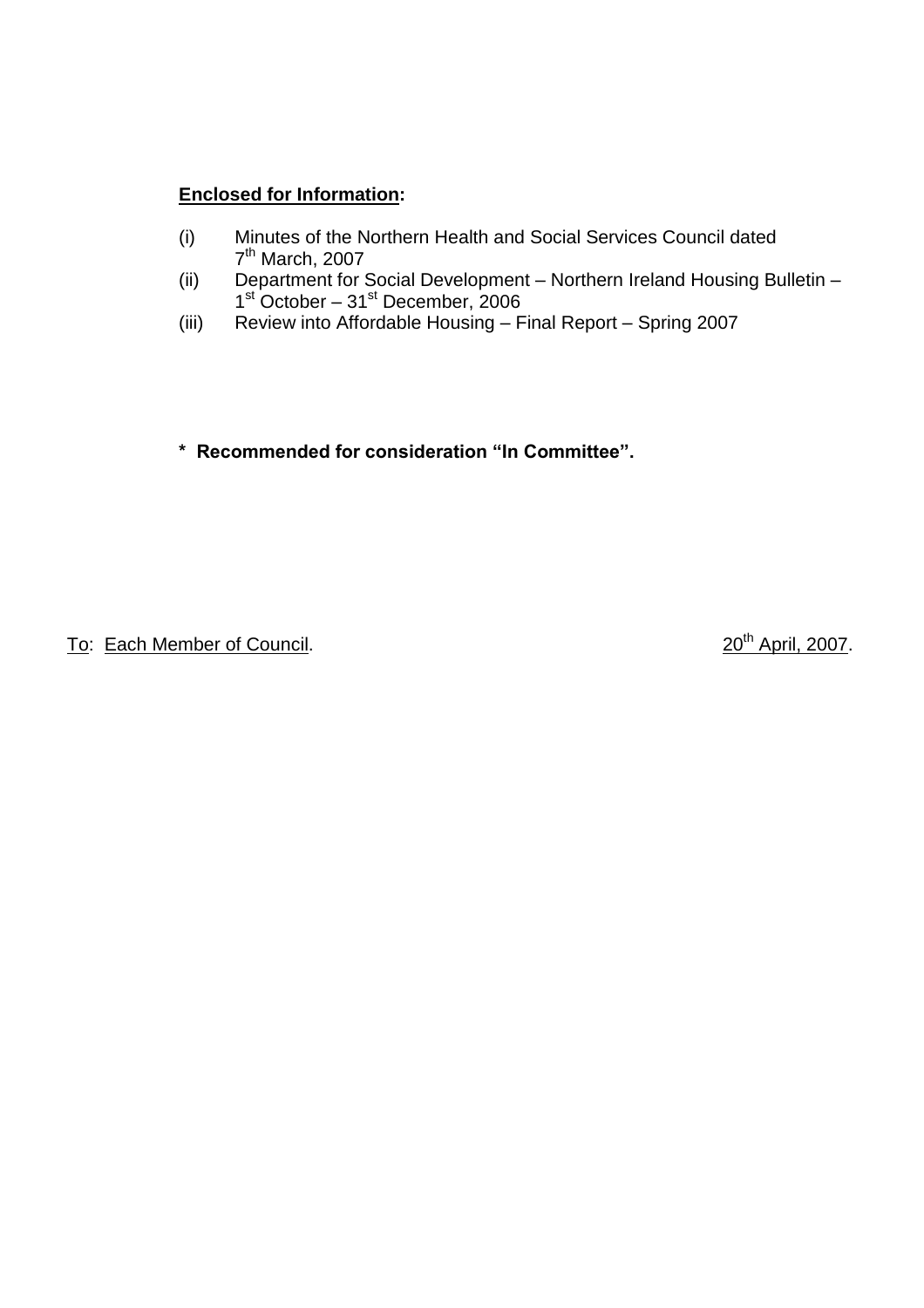**Enclosed for Information:**

(i) Minutes of the Northern Health and Social Services Council dated 7th March, 2007

(ii) Department for Social Development – Northern Ireland Housing Bulletin – 1st October – 31st December, 2006

(iii) Review into Affordable Housing – Final Report – Spring 2007

**\* Recommended for consideration "In Committee".**

To: Each Member of Council. 20th April, 2007.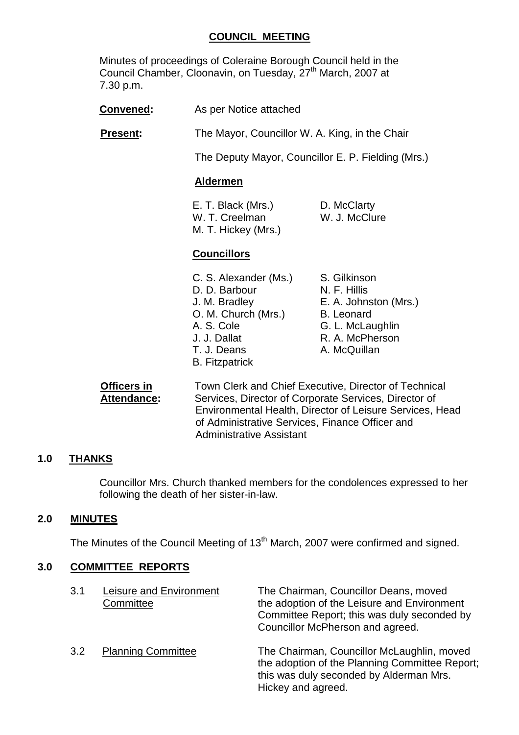# COUNCIL MEETING

Minutes of proceedings of Coleraine Borough Council held in the Council Chamber, Cloonavin, on Tuesday, 27th March, 2007 at 7.30 p.m.

**Convened:** As per Notice attached

**Present:** The Mayor, Councillor W. A. King, in the Chair

The Deputy Mayor, Councillor E. P. Fielding (Mrs.)

**Aldermen**

E. T. Black (Mrs.)
W. T. Creelman
M. T. Hickey (Mrs.)
D. McClarty
W. J. McClure

**Councillors**

C. S. Alexander (Ms.)
D. D. Barbour
J. M. Bradley
O. M. Church (Mrs.)
A. S. Cole
J. J. Dallat
T. J. Deans
B. Fitzpatrick
S. Gilkinson
N. F. Hillis
E. A. Johnston (Mrs.)
B. Leonard
G. L. McLaughlin
R. A. McPherson
A. McQuillan

**Officers in Attendance:** Town Clerk and Chief Executive, Director of Technical Services, Director of Corporate Services, Director of Environmental Health, Director of Leisure Services, Head of Administrative Services, Finance Officer and Administrative Assistant

## 1.0 THANKS

Councillor Mrs. Church thanked members for the condolences expressed to her following the death of her sister-in-law.

## 2.0 MINUTES

The Minutes of the Council Meeting of 13th March, 2007 were confirmed and signed.

## 3.0 COMMITTEE REPORTS

3.1 Leisure and Environment Committee

The Chairman, Councillor Deans, moved the adoption of the Leisure and Environment Committee Report; this was duly seconded by Councillor McPherson and agreed.

3.2 Planning Committee

The Chairman, Councillor McLaughlin, moved the adoption of the Planning Committee Report; this was duly seconded by Alderman Mrs. Hickey and agreed.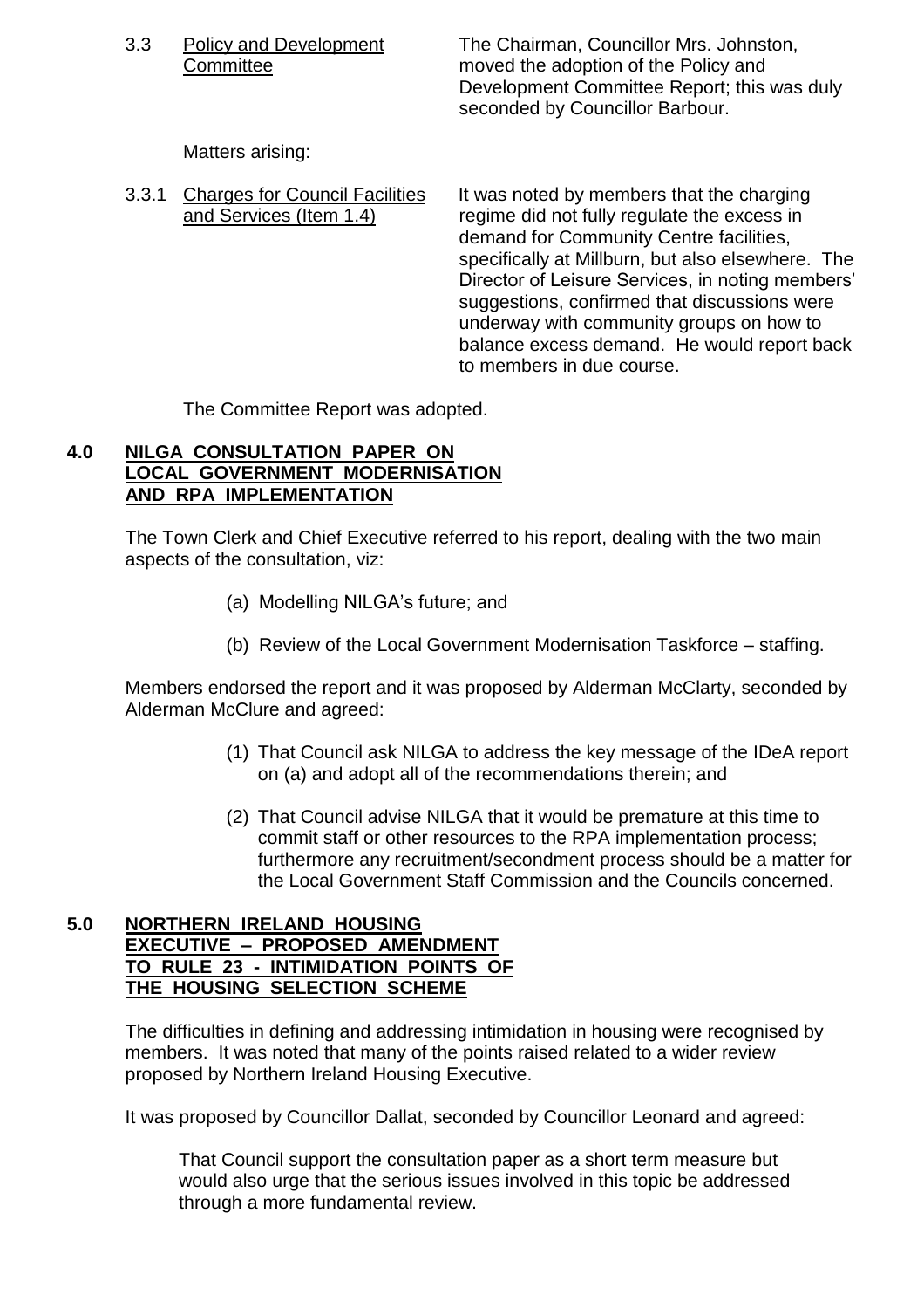3.3 Policy and Development Committee

The Chairman, Councillor Mrs. Johnston, moved the adoption of the Policy and Development Committee Report; this was duly seconded by Councillor Barbour.

Matters arising:

3.3.1 Charges for Council Facilities and Services (Item 1.4)

It was noted by members that the charging regime did not fully regulate the excess in demand for Community Centre facilities, specifically at Millburn, but also elsewhere. The Director of Leisure Services, in noting members' suggestions, confirmed that discussions were underway with community groups on how to balance excess demand. He would report back to members in due course.

The Committee Report was adopted.

## 4.0 NILGA CONSULTATION PAPER ON LOCAL GOVERNMENT MODERNISATION AND RPA IMPLEMENTATION

The Town Clerk and Chief Executive referred to his report, dealing with the two main aspects of the consultation, viz:

(a) Modelling NILGA's future; and

(b) Review of the Local Government Modernisation Taskforce – staffing.

Members endorsed the report and it was proposed by Alderman McClarty, seconded by Alderman McClure and agreed:

(1) That Council ask NILGA to address the key message of the IDeA report on (a) and adopt all of the recommendations therein; and

(2) That Council advise NILGA that it would be premature at this time to commit staff or other resources to the RPA implementation process; furthermore any recruitment/secondment process should be a matter for the Local Government Staff Commission and the Councils concerned.

## 5.0 NORTHERN IRELAND HOUSING EXECUTIVE – PROPOSED AMENDMENT TO RULE 23 - INTIMIDATION POINTS OF THE HOUSING SELECTION SCHEME

The difficulties in defining and addressing intimidation in housing were recognised by members. It was noted that many of the points raised related to a wider review proposed by Northern Ireland Housing Executive.

It was proposed by Councillor Dallat, seconded by Councillor Leonard and agreed:

That Council support the consultation paper as a short term measure but would also urge that the serious issues involved in this topic be addressed through a more fundamental review.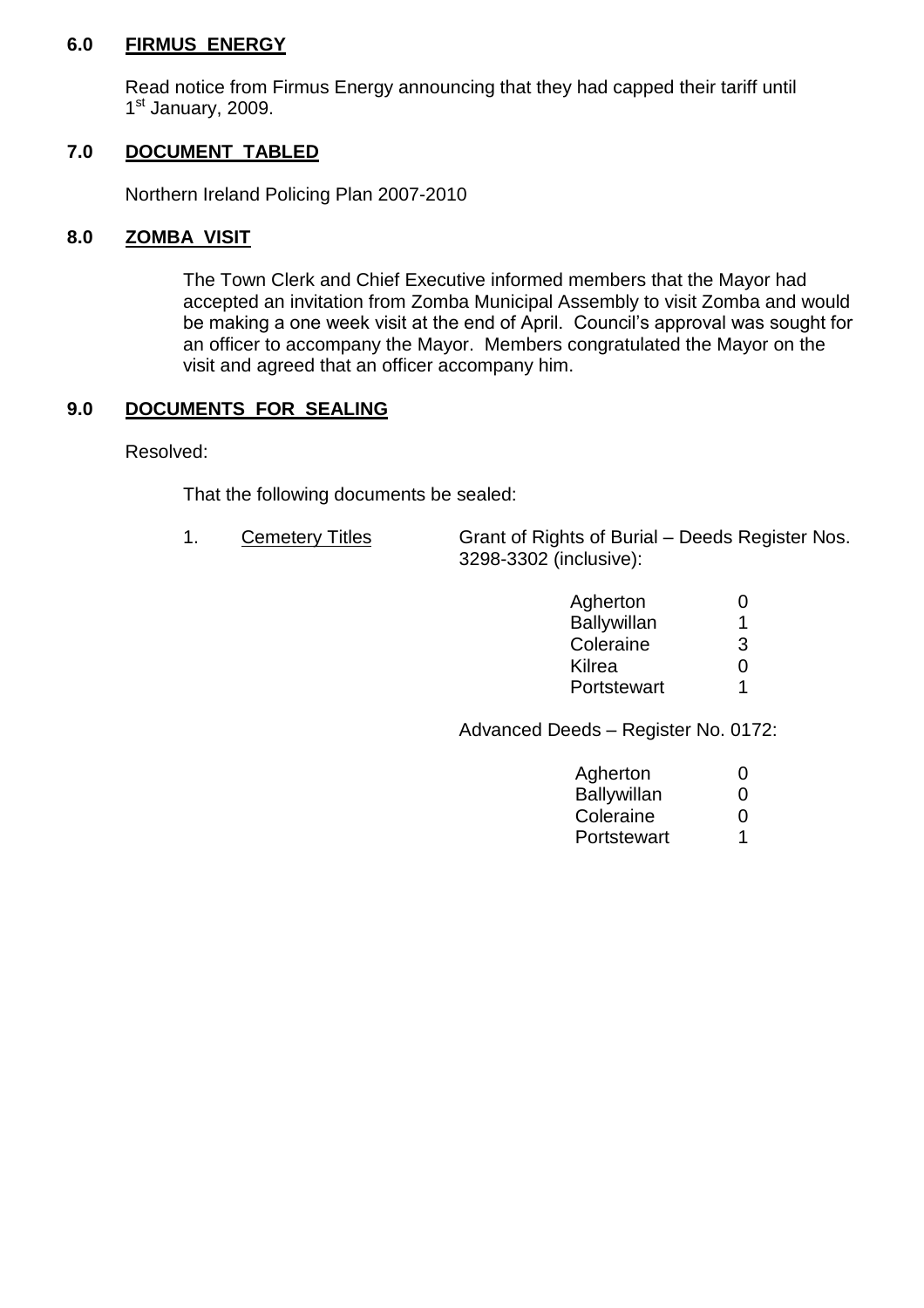## 6.0 FIRMUS ENERGY

Read notice from Firmus Energy announcing that they had capped their tariff until 1st January, 2009.

## 7.0 DOCUMENT TABLED

Northern Ireland Policing Plan 2007-2010

## 8.0 ZOMBA VISIT

The Town Clerk and Chief Executive informed members that the Mayor had accepted an invitation from Zomba Municipal Assembly to visit Zomba and would be making a one week visit at the end of April. Council's approval was sought for an officer to accompany the Mayor. Members congratulated the Mayor on the visit and agreed that an officer accompany him.

## 9.0 DOCUMENTS FOR SEALING

Resolved:

That the following documents be sealed:

1. Cemetery Titles — Grant of Rights of Burial – Deeds Register Nos. 3298-3302 (inclusive):

| | |
|---|---|
| Agherton | 0 |
| Ballywillan | 1 |
| Coleraine | 3 |
| Kilrea | 0 |
| Portstewart | 1 |

Advanced Deeds – Register No. 0172:

| | |
|---|---|
| Agherton | 0 |
| Ballywillan | 0 |
| Coleraine | 0 |
| Portstewart | 1 |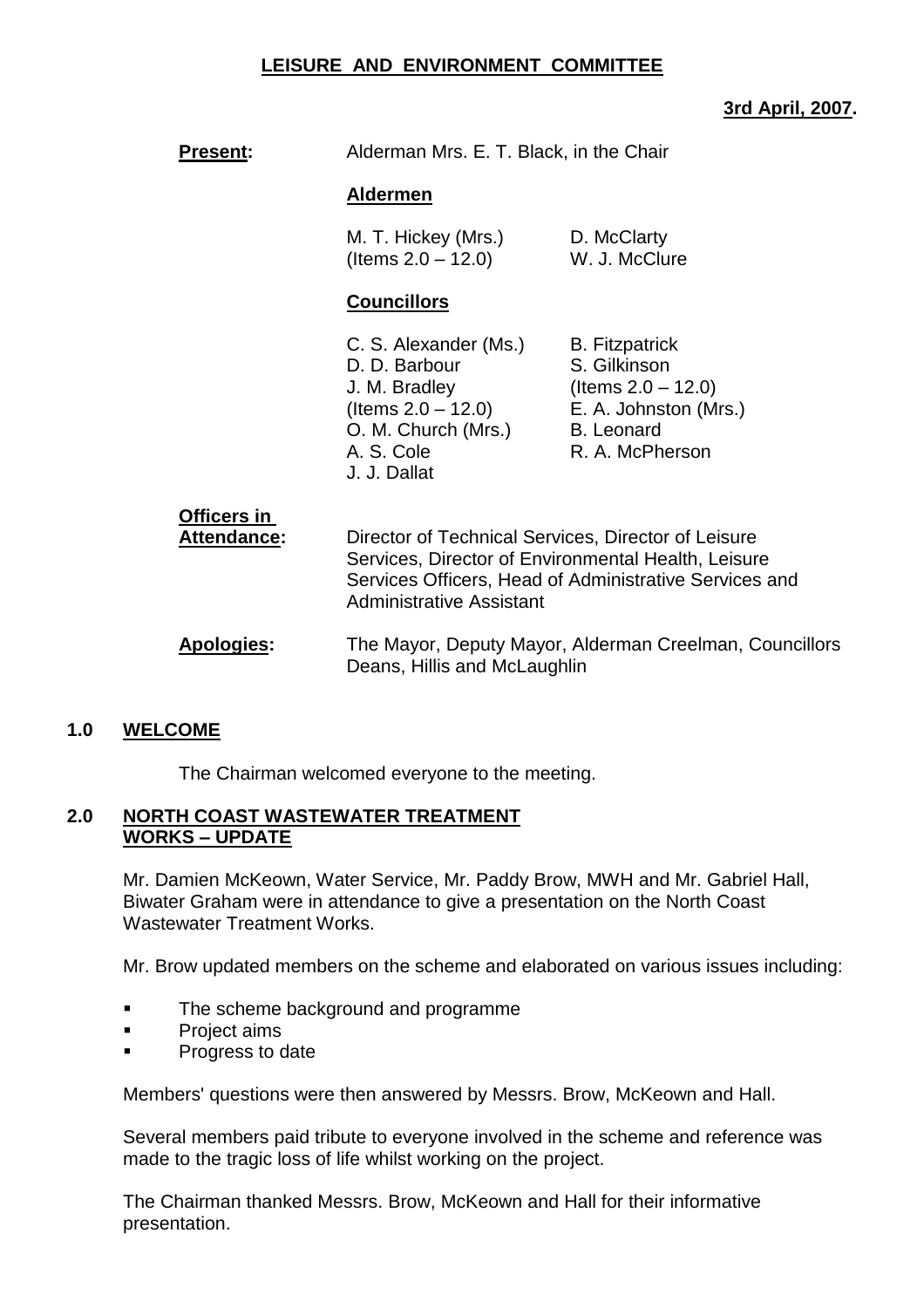# LEISURE AND ENVIRONMENT COMMITTEE

**3rd April, 2007.**

**Present:** Alderman Mrs. E. T. Black, in the Chair

**Aldermen**

M. T. Hickey (Mrs.) (Items 2.0 – 12.0)
D. McClarty
W. J. McClure

**Councillors**

C. S. Alexander (Ms.)
D. D. Barbour
J. M. Bradley (Items 2.0 – 12.0)
O. M. Church (Mrs.)
A. S. Cole
J. J. Dallat
B. Fitzpatrick
S. Gilkinson (Items 2.0 – 12.0)
E. A. Johnston (Mrs.)
B. Leonard
R. A. McPherson

**Officers in Attendance:** Director of Technical Services, Director of Leisure Services, Director of Environmental Health, Leisure Services Officers, Head of Administrative Services and Administrative Assistant

**Apologies:** The Mayor, Deputy Mayor, Alderman Creelman, Councillors Deans, Hillis and McLaughlin

## 1.0 WELCOME

The Chairman welcomed everyone to the meeting.

## 2.0 NORTH COAST WASTEWATER TREATMENT WORKS – UPDATE

Mr. Damien McKeown, Water Service, Mr. Paddy Brow, MWH and Mr. Gabriel Hall, Biwater Graham were in attendance to give a presentation on the North Coast Wastewater Treatment Works.

Mr. Brow updated members on the scheme and elaborated on various issues including:

- The scheme background and programme
- Project aims
- Progress to date

Members' questions were then answered by Messrs. Brow, McKeown and Hall.

Several members paid tribute to everyone involved in the scheme and reference was made to the tragic loss of life whilst working on the project.

The Chairman thanked Messrs. Brow, McKeown and Hall for their informative presentation.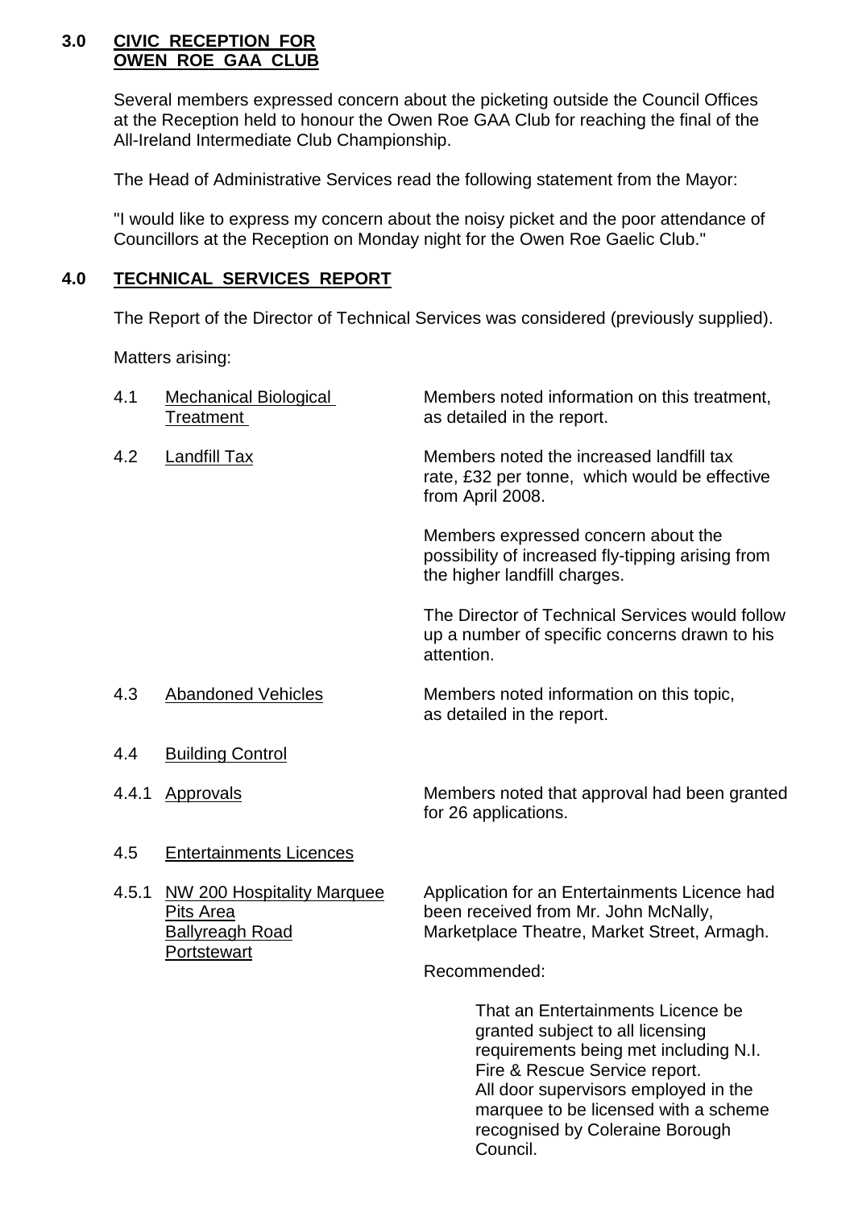## 3.0 CIVIC RECEPTION FOR OWEN ROE GAA CLUB

Several members expressed concern about the picketing outside the Council Offices at the Reception held to honour the Owen Roe GAA Club for reaching the final of the All-Ireland Intermediate Club Championship.

The Head of Administrative Services read the following statement from the Mayor:

"I would like to express my concern about the noisy picket and the poor attendance of Councillors at the Reception on Monday night for the Owen Roe Gaelic Club."

## 4.0 TECHNICAL SERVICES REPORT

The Report of the Director of Technical Services was considered (previously supplied).

Matters arising:

4.1 Mechanical Biological Treatment

Members noted information on this treatment, as detailed in the report.

4.2 Landfill Tax

Members noted the increased landfill tax rate, £32 per tonne, which would be effective from April 2008.

Members expressed concern about the possibility of increased fly-tipping arising from the higher landfill charges.

The Director of Technical Services would follow up a number of specific concerns drawn to his attention.

4.3 Abandoned Vehicles

Members noted information on this topic, as detailed in the report.

4.4 Building Control

4.4.1 Approvals

Members noted that approval had been granted for 26 applications.

4.5 Entertainments Licences

4.5.1 NW 200 Hospitality Marquee Pits Area Ballyreagh Road Portstewart

Application for an Entertainments Licence had been received from Mr. John McNally, Marketplace Theatre, Market Street, Armagh.

Recommended:

> That an Entertainments Licence be granted subject to all licensing requirements being met including N.I. Fire & Rescue Service report.
> All door supervisors employed in the marquee to be licensed with a scheme recognised by Coleraine Borough Council.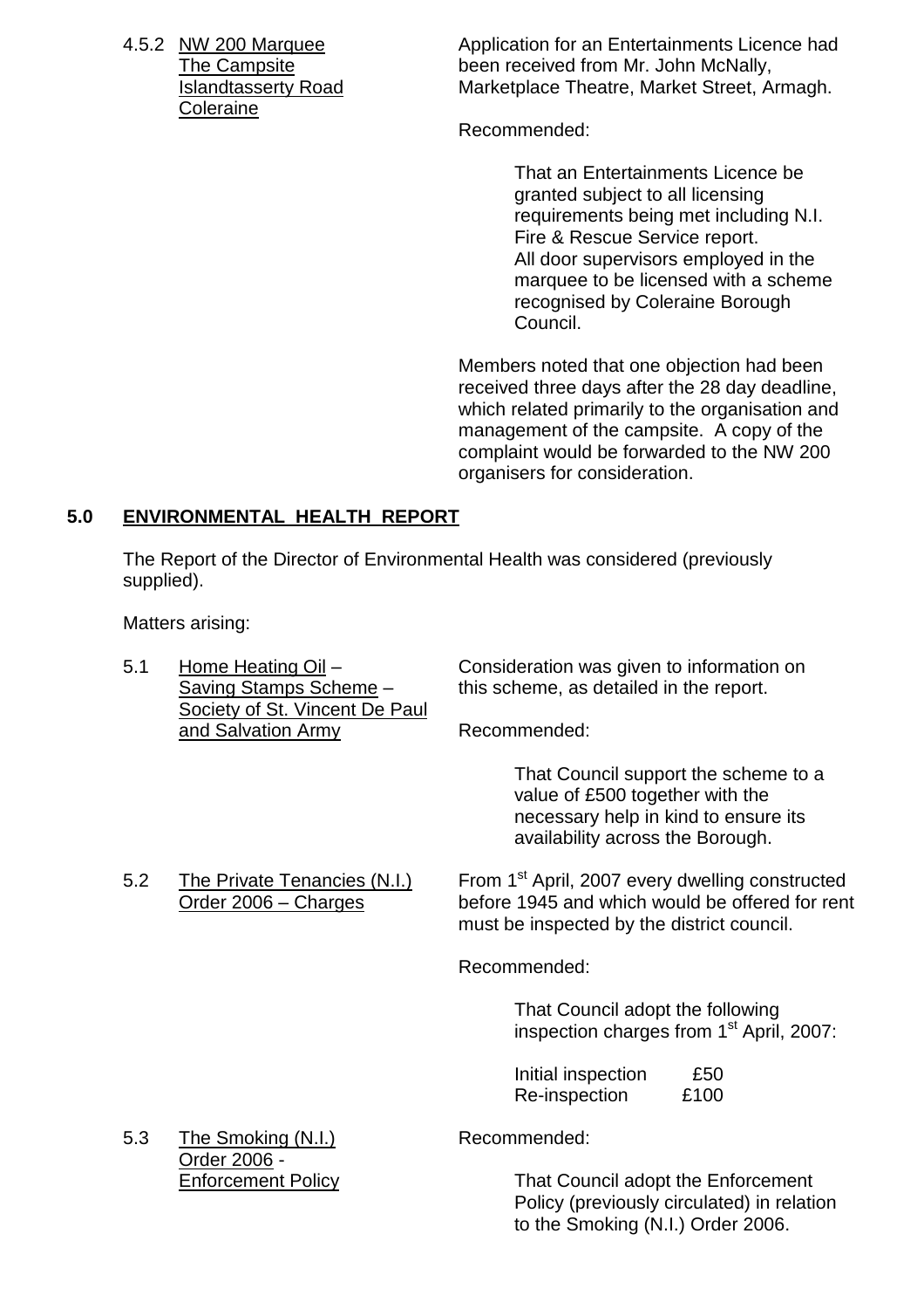4.5.2 NW 200 Marquee
The Campsite
Islandtasserty Road
Coleraine

Application for an Entertainments Licence had been received from Mr. John McNally, Marketplace Theatre, Market Street, Armagh.

Recommended:

> That an Entertainments Licence be granted subject to all licensing requirements being met including N.I. Fire & Rescue Service report. All door supervisors employed in the marquee to be licensed with a scheme recognised by Coleraine Borough Council.

Members noted that one objection had been received three days after the 28 day deadline, which related primarily to the organisation and management of the campsite. A copy of the complaint would be forwarded to the NW 200 organisers for consideration.

## 5.0 ENVIRONMENTAL HEALTH REPORT

The Report of the Director of Environmental Health was considered (previously supplied).

Matters arising:

5.1 Home Heating Oil – Saving Stamps Scheme – Society of St. Vincent De Paul and Salvation Army

Consideration was given to information on this scheme, as detailed in the report.

Recommended:

> That Council support the scheme to a value of £500 together with the necessary help in kind to ensure its availability across the Borough.

5.2 The Private Tenancies (N.I.) Order 2006 – Charges

From 1st April, 2007 every dwelling constructed before 1945 and which would be offered for rent must be inspected by the district council.

Recommended:

> That Council adopt the following inspection charges from 1st April, 2007:
>
> | | |
> |---|---|
> | Initial inspection | £50 |
> | Re-inspection | £100 |

5.3 The Smoking (N.I.) Order 2006 - Enforcement Policy

Recommended:

> That Council adopt the Enforcement Policy (previously circulated) in relation to the Smoking (N.I.) Order 2006.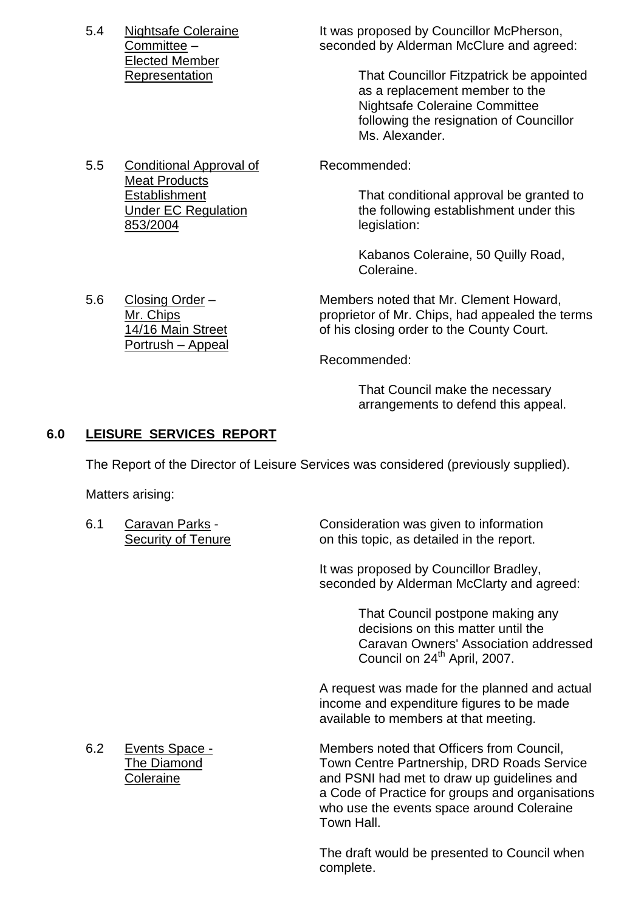5.4 Nightsafe Coleraine Committee – Elected Member Representation

It was proposed by Councillor McPherson, seconded by Alderman McClure and agreed:

> That Councillor Fitzpatrick be appointed as a replacement member to the Nightsafe Coleraine Committee following the resignation of Councillor Ms. Alexander.

5.5 Conditional Approval of Meat Products Establishment Under EC Regulation 853/2004

Recommended:

> That conditional approval be granted to the following establishment under this legislation:
>
> Kabanos Coleraine, 50 Quilly Road, Coleraine.

5.6 Closing Order – Mr. Chips 14/16 Main Street Portrush – Appeal

Members noted that Mr. Clement Howard, proprietor of Mr. Chips, had appealed the terms of his closing order to the County Court.

Recommended:

> That Council make the necessary arrangements to defend this appeal.

## 6.0 LEISURE SERVICES REPORT

The Report of the Director of Leisure Services was considered (previously supplied).

Matters arising:

6.1 Caravan Parks - Security of Tenure

Consideration was given to information on this topic, as detailed in the report.

It was proposed by Councillor Bradley, seconded by Alderman McClarty and agreed:

> That Council postpone making any decisions on this matter until the Caravan Owners' Association addressed Council on 24th April, 2007.

A request was made for the planned and actual income and expenditure figures to be made available to members at that meeting.

6.2 Events Space - The Diamond Coleraine

Members noted that Officers from Council, Town Centre Partnership, DRD Roads Service and PSNI had met to draw up guidelines and a Code of Practice for groups and organisations who use the events space around Coleraine Town Hall.

The draft would be presented to Council when complete.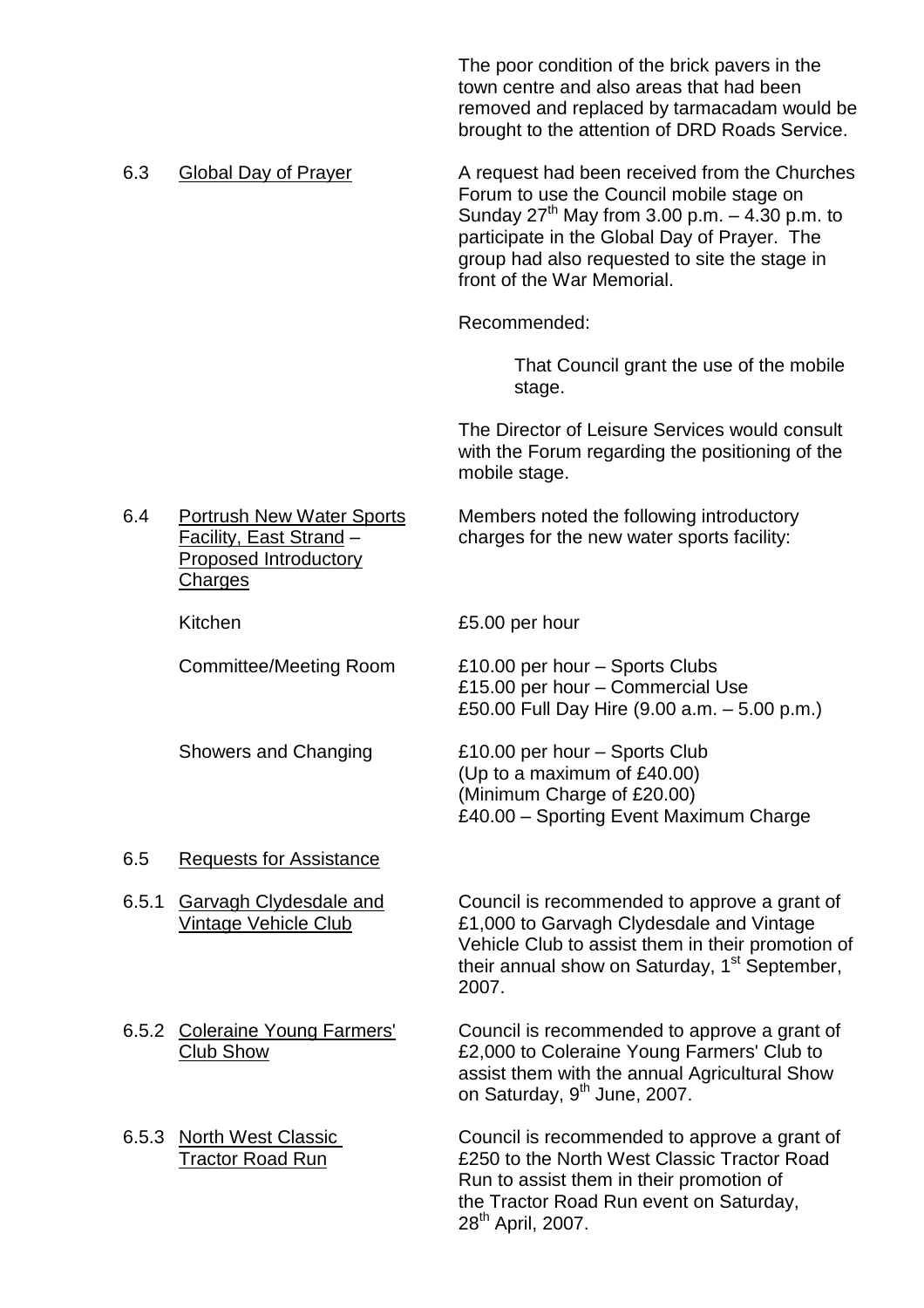The poor condition of the brick pavers in the town centre and also areas that had been removed and replaced by tarmacadam would be brought to the attention of DRD Roads Service.

6.3 Global Day of Prayer

A request had been received from the Churches Forum to use the Council mobile stage on Sunday 27th May from 3.00 p.m. – 4.30 p.m. to participate in the Global Day of Prayer. The group had also requested to site the stage in front of the War Memorial.

Recommended:

> That Council grant the use of the mobile stage.

The Director of Leisure Services would consult with the Forum regarding the positioning of the mobile stage.

6.4 Portrush New Water Sports Facility, East Strand – Proposed Introductory Charges

Members noted the following introductory charges for the new water sports facility:

| | |
|---|---|
| Kitchen | £5.00 per hour |
| Committee/Meeting Room | £10.00 per hour – Sports Clubs<br>£15.00 per hour – Commercial Use<br>£50.00 Full Day Hire (9.00 a.m. – 5.00 p.m.) |
| Showers and Changing | £10.00 per hour – Sports Club<br>(Up to a maximum of £40.00)<br>(Minimum Charge of £20.00)<br>£40.00 – Sporting Event Maximum Charge |

6.5 Requests for Assistance

6.5.1 Garvagh Clydesdale and Vintage Vehicle Club

Council is recommended to approve a grant of £1,000 to Garvagh Clydesdale and Vintage Vehicle Club to assist them in their promotion of their annual show on Saturday, 1st September, 2007.

6.5.2 Coleraine Young Farmers' Club Show

Council is recommended to approve a grant of £2,000 to Coleraine Young Farmers' Club to assist them with the annual Agricultural Show on Saturday, 9th June, 2007.

6.5.3 North West Classic Tractor Road Run

Council is recommended to approve a grant of £250 to the North West Classic Tractor Road Run to assist them in their promotion of the Tractor Road Run event on Saturday, 28th April, 2007.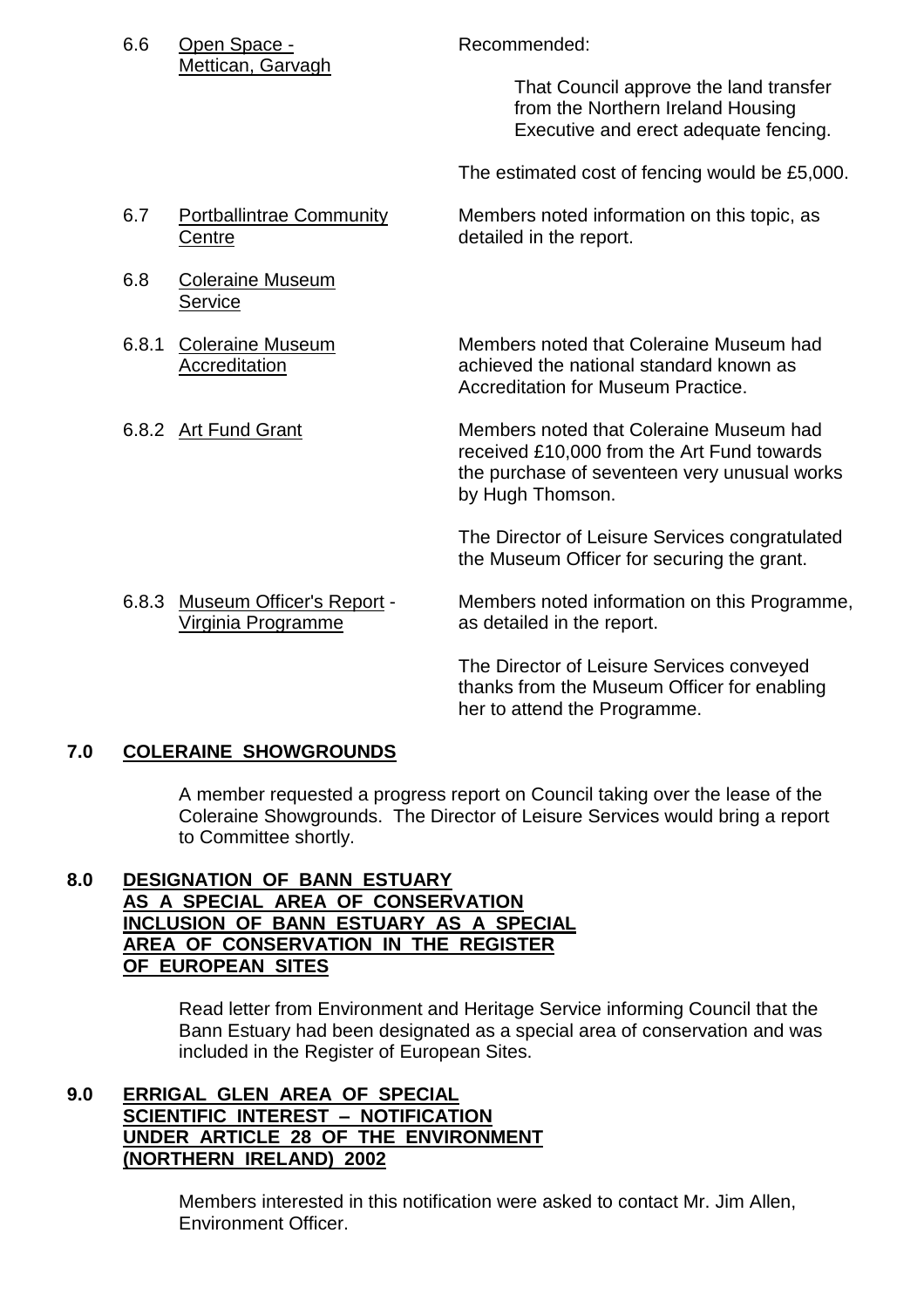6.6 <u>Open Space - Mettican, Garvagh</u>

Recommended:

> That Council approve the land transfer from the Northern Ireland Housing Executive and erect adequate fencing.

The estimated cost of fencing would be £5,000.

6.7 <u>Portballintrae Community Centre</u>

Members noted information on this topic, as detailed in the report.

6.8 <u>Coleraine Museum Service</u>

6.8.1 <u>Coleraine Museum Accreditation</u>

Members noted that Coleraine Museum had achieved the national standard known as Accreditation for Museum Practice.

6.8.2 <u>Art Fund Grant</u>

Members noted that Coleraine Museum had received £10,000 from the Art Fund towards the purchase of seventeen very unusual works by Hugh Thomson.

The Director of Leisure Services congratulated the Museum Officer for securing the grant.

6.8.3 <u>Museum Officer's Report</u> - <u>Virginia Programme</u>

Members noted information on this Programme, as detailed in the report.

The Director of Leisure Services conveyed thanks from the Museum Officer for enabling her to attend the Programme.

## 7.0 COLERAINE SHOWGROUNDS

A member requested a progress report on Council taking over the lease of the Coleraine Showgrounds. The Director of Leisure Services would bring a report to Committee shortly.

## 8.0 DESIGNATION OF BANN ESTUARY AS A SPECIAL AREA OF CONSERVATION INCLUSION OF BANN ESTUARY AS A SPECIAL AREA OF CONSERVATION IN THE REGISTER OF EUROPEAN SITES

Read letter from Environment and Heritage Service informing Council that the Bann Estuary had been designated as a special area of conservation and was included in the Register of European Sites.

## 9.0 ERRIGAL GLEN AREA OF SPECIAL SCIENTIFIC INTEREST – NOTIFICATION UNDER ARTICLE 28 OF THE ENVIRONMENT (NORTHERN IRELAND) 2002

Members interested in this notification were asked to contact Mr. Jim Allen, Environment Officer.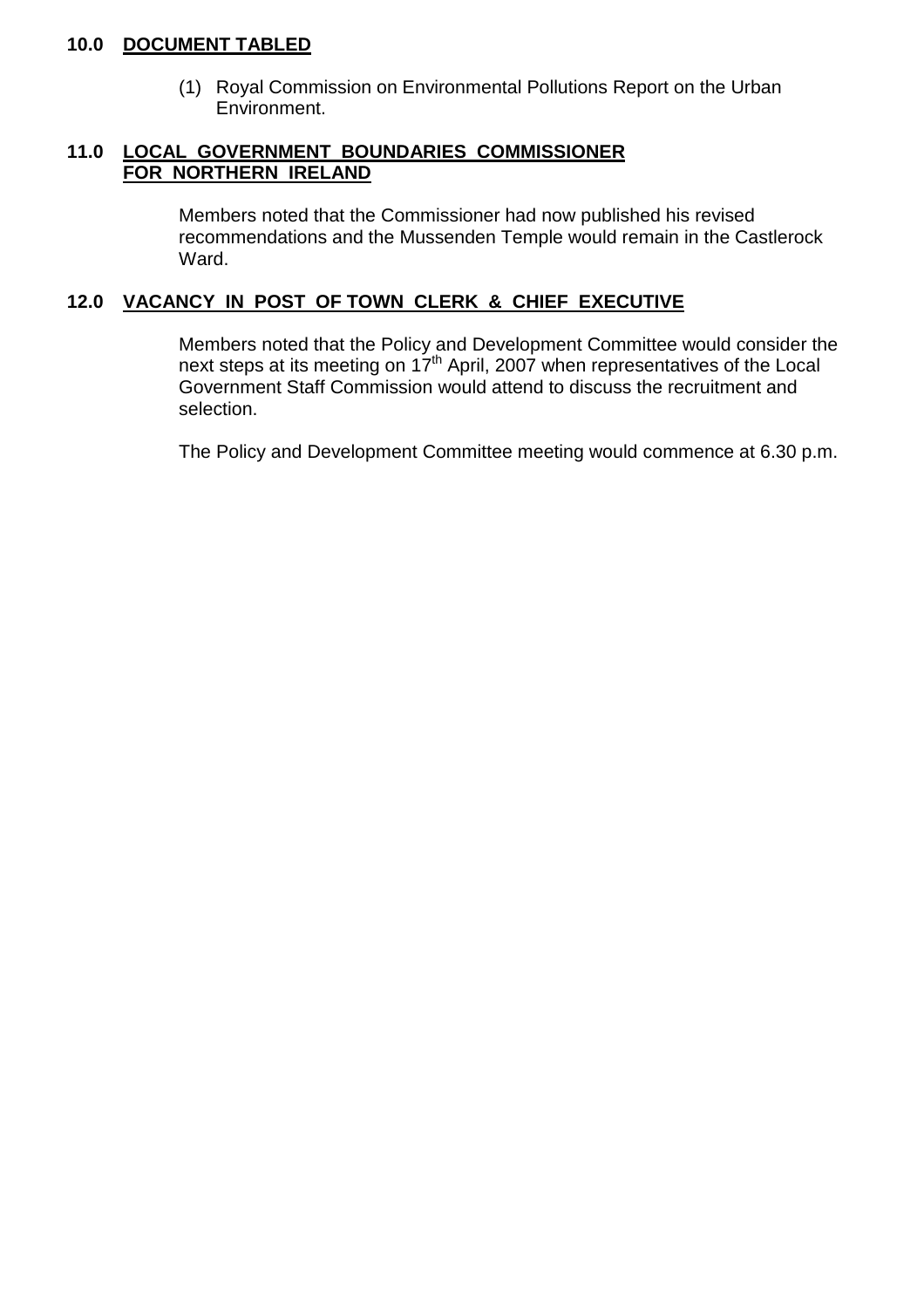**10.0 <u>DOCUMENT TABLED</u>**

(1) Royal Commission on Environmental Pollutions Report on the Urban Environment.

**11.0 <u>LOCAL GOVERNMENT BOUNDARIES COMMISSIONER FOR NORTHERN IRELAND</u>**

Members noted that the Commissioner had now published his revised recommendations and the Mussenden Temple would remain in the Castlerock Ward.

**12.0 <u>VACANCY IN POST OF TOWN CLERK & CHIEF EXECUTIVE</u>**

Members noted that the Policy and Development Committee would consider the next steps at its meeting on 17th April, 2007 when representatives of the Local Government Staff Commission would attend to discuss the recruitment and selection.

The Policy and Development Committee meeting would commence at 6.30 p.m.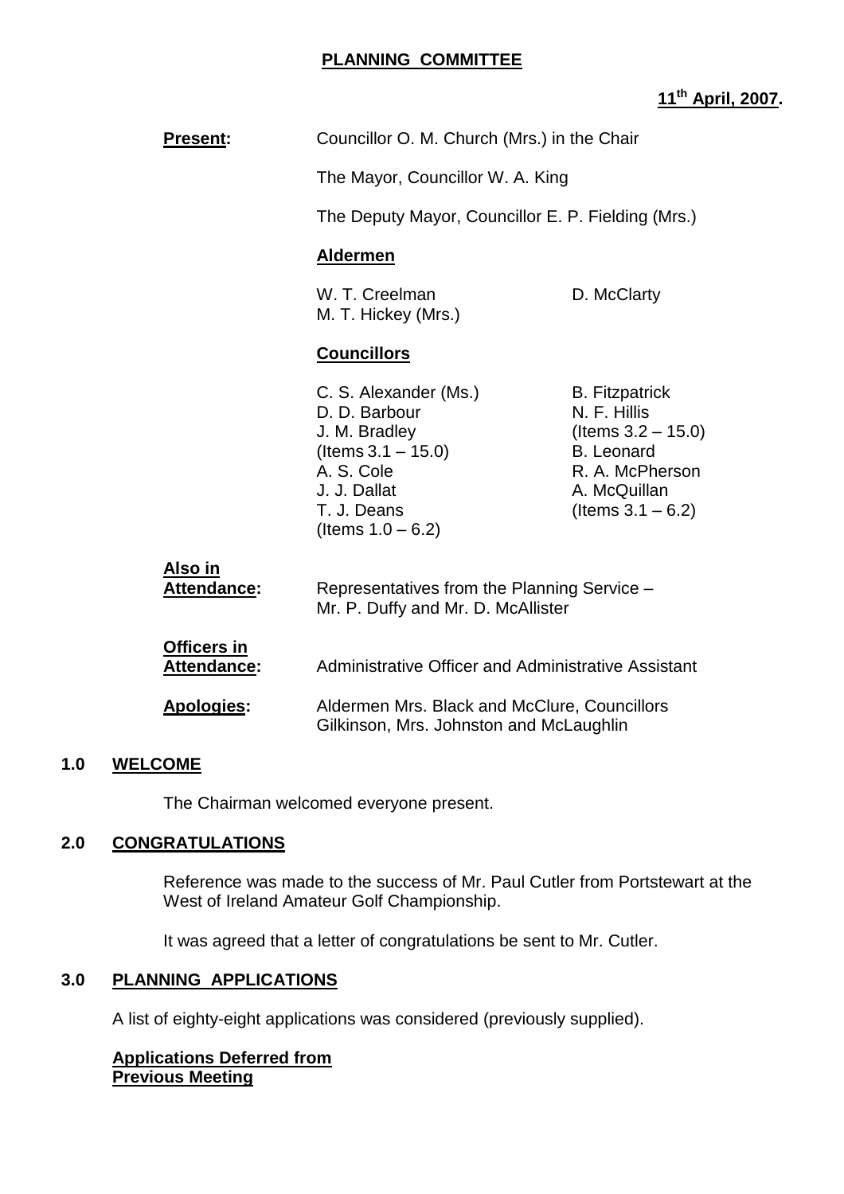**PLANNING COMMITTEE**

**11th April, 2007.**

**Present:** Councillor O. M. Church (Mrs.) in the Chair

The Mayor, Councillor W. A. King

The Deputy Mayor, Councillor E. P. Fielding (Mrs.)

**Aldermen**

W. T. Creelman
M. T. Hickey (Mrs.)
D. McClarty

**Councillors**

C. S. Alexander (Ms.)
D. D. Barbour
J. M. Bradley (Items 3.1 – 15.0)
A. S. Cole
J. J. Dallat
T. J. Deans (Items 1.0 – 6.2)
B. Fitzpatrick
N. F. Hillis (Items 3.2 – 15.0)
B. Leonard
R. A. McPherson
A. McQuillan (Items 3.1 – 6.2)

**Also in Attendance:** Representatives from the Planning Service – Mr. P. Duffy and Mr. D. McAllister

**Officers in Attendance:** Administrative Officer and Administrative Assistant

**Apologies:** Aldermen Mrs. Black and McClure, Councillors Gilkinson, Mrs. Johnston and McLaughlin

## 1.0 WELCOME

The Chairman welcomed everyone present.

## 2.0 CONGRATULATIONS

Reference was made to the success of Mr. Paul Cutler from Portstewart at the West of Ireland Amateur Golf Championship.

It was agreed that a letter of congratulations be sent to Mr. Cutler.

## 3.0 PLANNING APPLICATIONS

A list of eighty-eight applications was considered (previously supplied).

**Applications Deferred from Previous Meeting**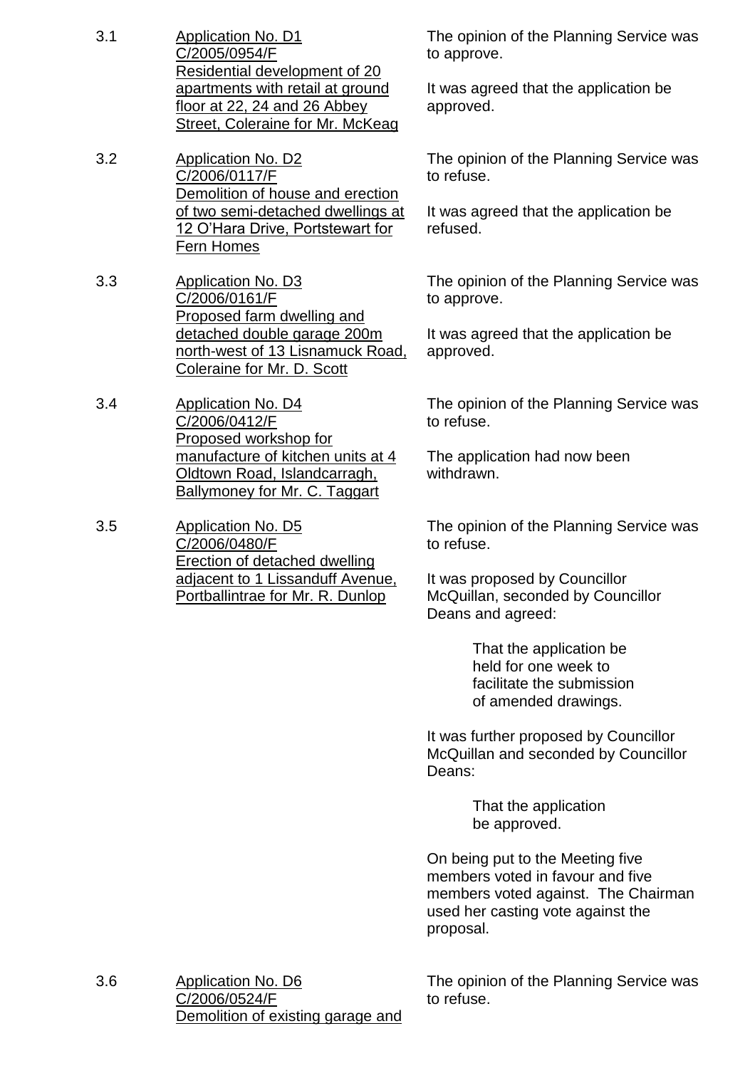3.1 <u>Application No. D1 C/2005/0954/F Residential development of 20 apartments with retail at ground floor at 22, 24 and 26 Abbey Street, Coleraine for Mr. McKeag</u>

The opinion of the Planning Service was to approve.

It was agreed that the application be approved.

3.2 <u>Application No. D2 C/2006/0117/F Demolition of house and erection of two semi-detached dwellings at 12 O'Hara Drive, Portstewart for Fern Homes</u>

The opinion of the Planning Service was to refuse.

It was agreed that the application be refused.

3.3 <u>Application No. D3 C/2006/0161/F Proposed farm dwelling and detached double garage 200m north-west of 13 Lisnamuck Road, Coleraine for Mr. D. Scott</u>

The opinion of the Planning Service was to approve.

It was agreed that the application be approved.

3.4 <u>Application No. D4 C/2006/0412/F Proposed workshop for manufacture of kitchen units at 4 Oldtown Road, Islandcarragh, Ballymoney for Mr. C. Taggart</u>

The opinion of the Planning Service was to refuse.

The application had now been withdrawn.

3.5 <u>Application No. D5 C/2006/0480/F Erection of detached dwelling adjacent to 1 Lissanduff Avenue, Portballintrae for Mr. R. Dunlop</u>

The opinion of the Planning Service was to refuse.

It was proposed by Councillor McQuillan, seconded by Councillor Deans and agreed:

> That the application be held for one week to facilitate the submission of amended drawings.

It was further proposed by Councillor McQuillan and seconded by Councillor Deans:

> That the application be approved.

On being put to the Meeting five members voted in favour and five members voted against. The Chairman used her casting vote against the proposal.

3.6 <u>Application No. D6 C/2006/0524/F Demolition of existing garage and</u>

The opinion of the Planning Service was to refuse.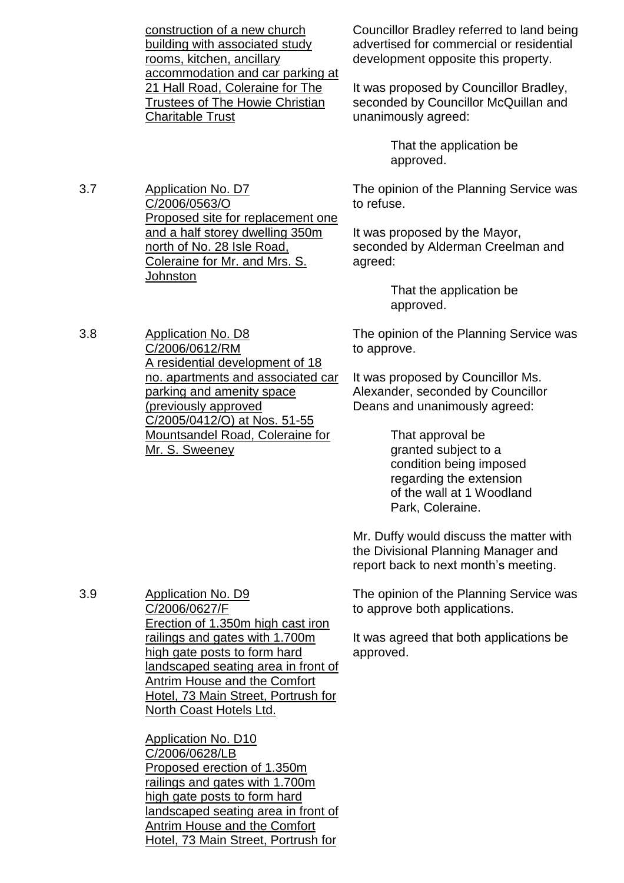construction of a new church building with associated study rooms, kitchen, ancillary accommodation and car parking at 21 Hall Road, Coleraine for The Trustees of The Howie Christian Charitable Trust

Councillor Bradley referred to land being advertised for commercial or residential development opposite this property.

It was proposed by Councillor Bradley, seconded by Councillor McQuillan and unanimously agreed:

> That the application be approved.

3.7 Application No. D7 C/2006/0563/O Proposed site for replacement one and a half storey dwelling 350m north of No. 28 Isle Road, Coleraine for Mr. and Mrs. S. Johnston

The opinion of the Planning Service was to refuse.

It was proposed by the Mayor, seconded by Alderman Creelman and agreed:

> That the application be approved.

3.8 Application No. D8 C/2006/0612/RM A residential development of 18 no. apartments and associated car parking and amenity space (previously approved C/2005/0412/O) at Nos. 51-55 Mountsandel Road, Coleraine for Mr. S. Sweeney

The opinion of the Planning Service was to approve.

It was proposed by Councillor Ms. Alexander, seconded by Councillor Deans and unanimously agreed:

> That approval be granted subject to a condition being imposed regarding the extension of the wall at 1 Woodland Park, Coleraine.

Mr. Duffy would discuss the matter with the Divisional Planning Manager and report back to next month's meeting.

3.9 Application No. D9 C/2006/0627/F Erection of 1.350m high cast iron railings and gates with 1.700m high gate posts to form hard landscaped seating area in front of Antrim House and the Comfort Hotel, 73 Main Street, Portrush for North Coast Hotels Ltd.

Application No. D10 C/2006/0628/LB Proposed erection of 1.350m railings and gates with 1.700m high gate posts to form hard landscaped seating area in front of Antrim House and the Comfort Hotel, 73 Main Street, Portrush for

The opinion of the Planning Service was to approve both applications.

It was agreed that both applications be approved.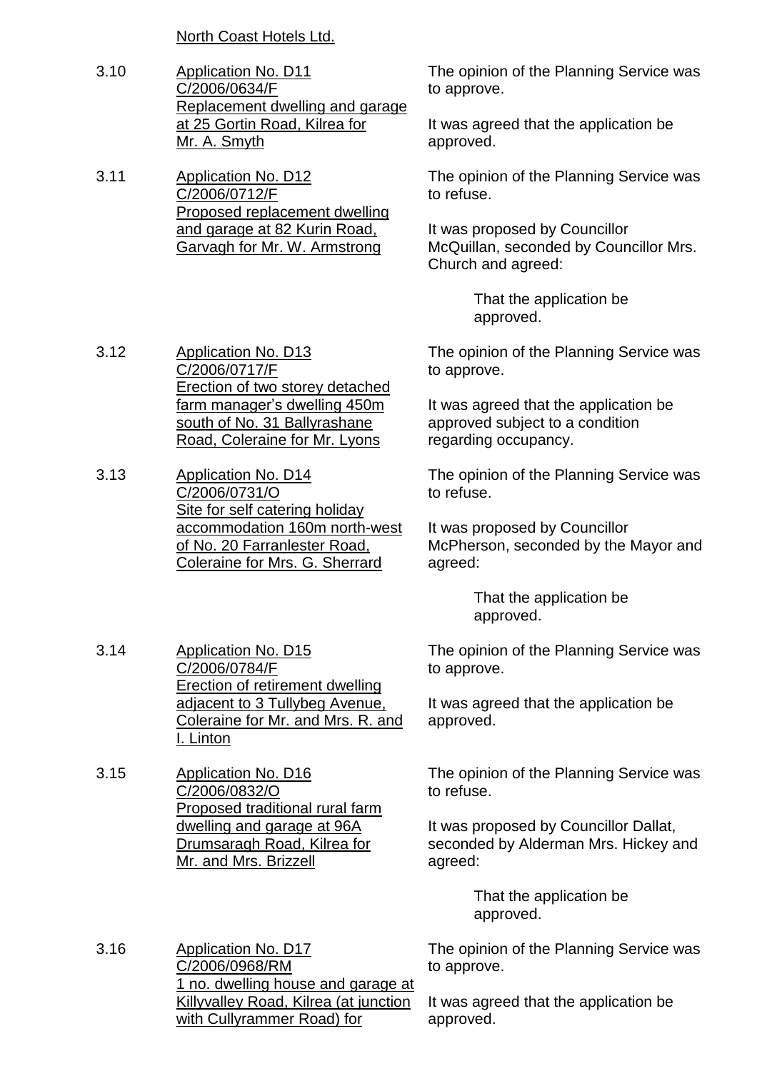North Coast Hotels Ltd.

3.10 Application No. D11
C/2006/0634/F
Replacement dwelling and garage at 25 Gortin Road, Kilrea for Mr. A. Smyth

The opinion of the Planning Service was to approve.

It was agreed that the application be approved.

3.11 Application No. D12
C/2006/0712/F
Proposed replacement dwelling and garage at 82 Kurin Road, Garvagh for Mr. W. Armstrong

The opinion of the Planning Service was to refuse.

It was proposed by Councillor McQuillan, seconded by Councillor Mrs. Church and agreed:

> That the application be approved.

3.12 Application No. D13
C/2006/0717/F
Erection of two storey detached farm manager's dwelling 450m south of No. 31 Ballyrashane Road, Coleraine for Mr. Lyons

The opinion of the Planning Service was to approve.

It was agreed that the application be approved subject to a condition regarding occupancy.

3.13 Application No. D14
C/2006/0731/O
Site for self catering holiday accommodation 160m north-west of No. 20 Farranlester Road, Coleraine for Mrs. G. Sherrard

The opinion of the Planning Service was to refuse.

It was proposed by Councillor McPherson, seconded by the Mayor and agreed:

> That the application be approved.

3.14 Application No. D15
C/2006/0784/F
Erection of retirement dwelling adjacent to 3 Tullybeg Avenue, Coleraine for Mr. and Mrs. R. and I. Linton

The opinion of the Planning Service was to approve.

It was agreed that the application be approved.

3.15 Application No. D16
C/2006/0832/O
Proposed traditional rural farm dwelling and garage at 96A Drumsaragh Road, Kilrea for Mr. and Mrs. Brizzell

The opinion of the Planning Service was to refuse.

It was proposed by Councillor Dallat, seconded by Alderman Mrs. Hickey and agreed:

> That the application be approved.

3.16 Application No. D17
C/2006/0968/RM
1 no. dwelling house and garage at Killyvalley Road, Kilrea (at junction with Cullyrammer Road) for

The opinion of the Planning Service was to approve.

It was agreed that the application be approved.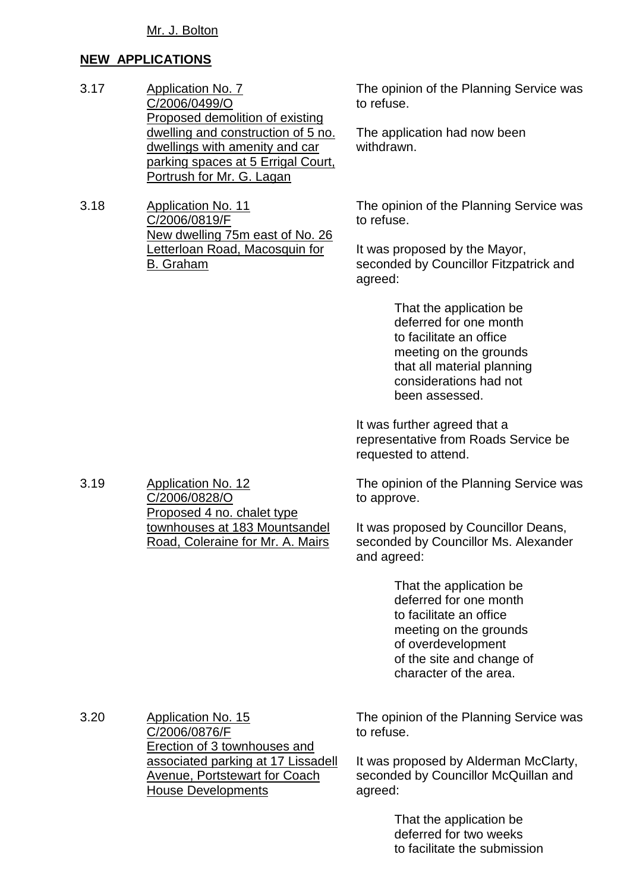Mr. J. Bolton

**NEW APPLICATIONS**

3.17 Application No. 7
C/2006/0499/O
Proposed demolition of existing dwelling and construction of 5 no. dwellings with amenity and car parking spaces at 5 Errigal Court, Portrush for Mr. G. Lagan

The opinion of the Planning Service was to refuse.

The application had now been withdrawn.

3.18 Application No. 11
C/2006/0819/F
New dwelling 75m east of No. 26 Letterloan Road, Macosquin for B. Graham

The opinion of the Planning Service was to refuse.

It was proposed by the Mayor, seconded by Councillor Fitzpatrick and agreed:

> That the application be deferred for one month to facilitate an office meeting on the grounds that all material planning considerations had not been assessed.

It was further agreed that a representative from Roads Service be requested to attend.

3.19 Application No. 12
C/2006/0828/O
Proposed 4 no. chalet type townhouses at 183 Mountsandel Road, Coleraine for Mr. A. Mairs

The opinion of the Planning Service was to approve.

It was proposed by Councillor Deans, seconded by Councillor Ms. Alexander and agreed:

> That the application be deferred for one month to facilitate an office meeting on the grounds of overdevelopment of the site and change of character of the area.

3.20 Application No. 15
C/2006/0876/F
Erection of 3 townhouses and associated parking at 17 Lissadell Avenue, Portstewart for Coach House Developments

The opinion of the Planning Service was to refuse.

It was proposed by Alderman McClarty, seconded by Councillor McQuillan and agreed:

> That the application be deferred for two weeks to facilitate the submission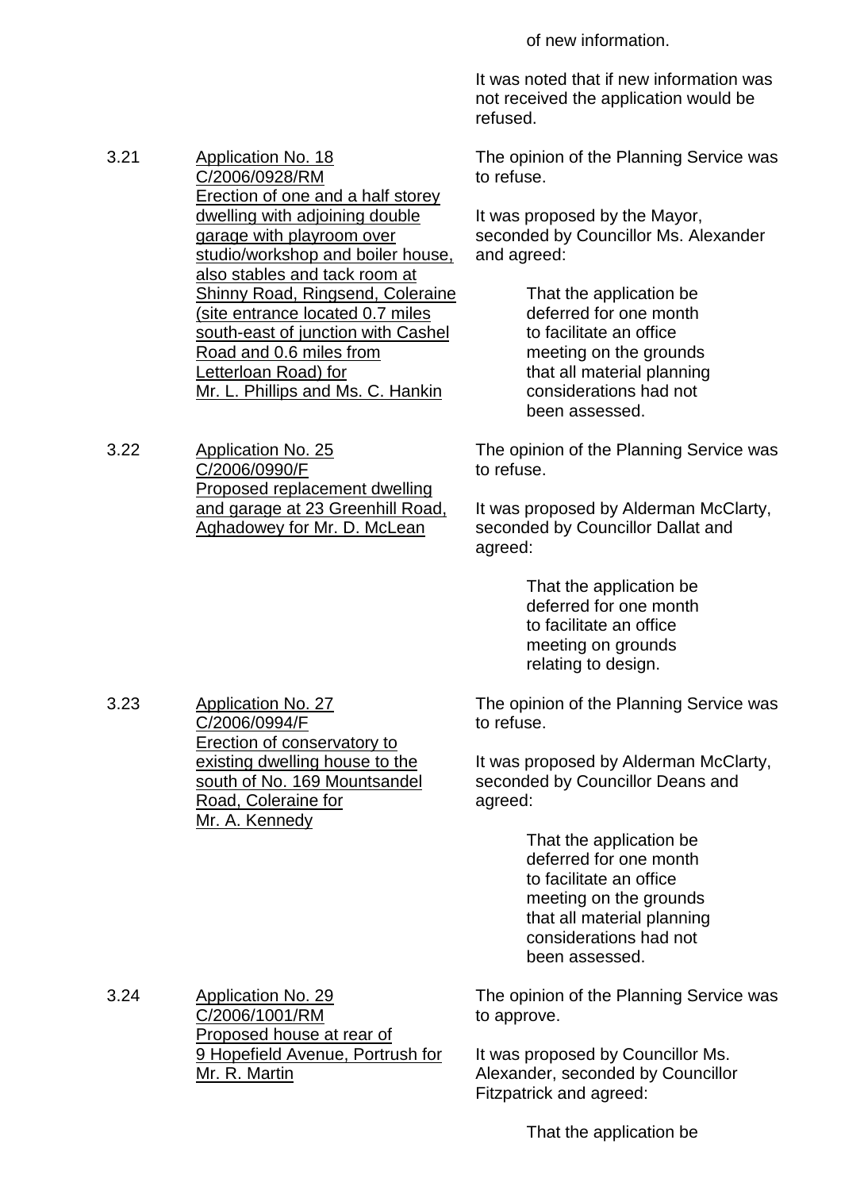of new information.

It was noted that if new information was not received the application would be refused.

3.21 Application No. 18
C/2006/0928/RM
Erection of one and a half storey dwelling with adjoining double garage with playroom over studio/workshop and boiler house, also stables and tack room at Shinny Road, Ringsend, Coleraine (site entrance located 0.7 miles south-east of junction with Cashel Road and 0.6 miles from Letterloan Road) for Mr. L. Phillips and Ms. C. Hankin

The opinion of the Planning Service was to refuse.

It was proposed by the Mayor, seconded by Councillor Ms. Alexander and agreed:

> That the application be deferred for one month to facilitate an office meeting on the grounds that all material planning considerations had not been assessed.

3.22 Application No. 25
C/2006/0990/F
Proposed replacement dwelling and garage at 23 Greenhill Road, Aghadowey for Mr. D. McLean

The opinion of the Planning Service was to refuse.

It was proposed by Alderman McClarty, seconded by Councillor Dallat and agreed:

> That the application be deferred for one month to facilitate an office meeting on grounds relating to design.

3.23 Application No. 27
C/2006/0994/F
Erection of conservatory to existing dwelling house to the south of No. 169 Mountsandel Road, Coleraine for Mr. A. Kennedy

The opinion of the Planning Service was to refuse.

It was proposed by Alderman McClarty, seconded by Councillor Deans and agreed:

> That the application be deferred for one month to facilitate an office meeting on the grounds that all material planning considerations had not been assessed.

3.24 Application No. 29
C/2006/1001/RM
Proposed house at rear of 9 Hopefield Avenue, Portrush for Mr. R. Martin

The opinion of the Planning Service was to approve.

It was proposed by Councillor Ms. Alexander, seconded by Councillor Fitzpatrick and agreed:

> That the application be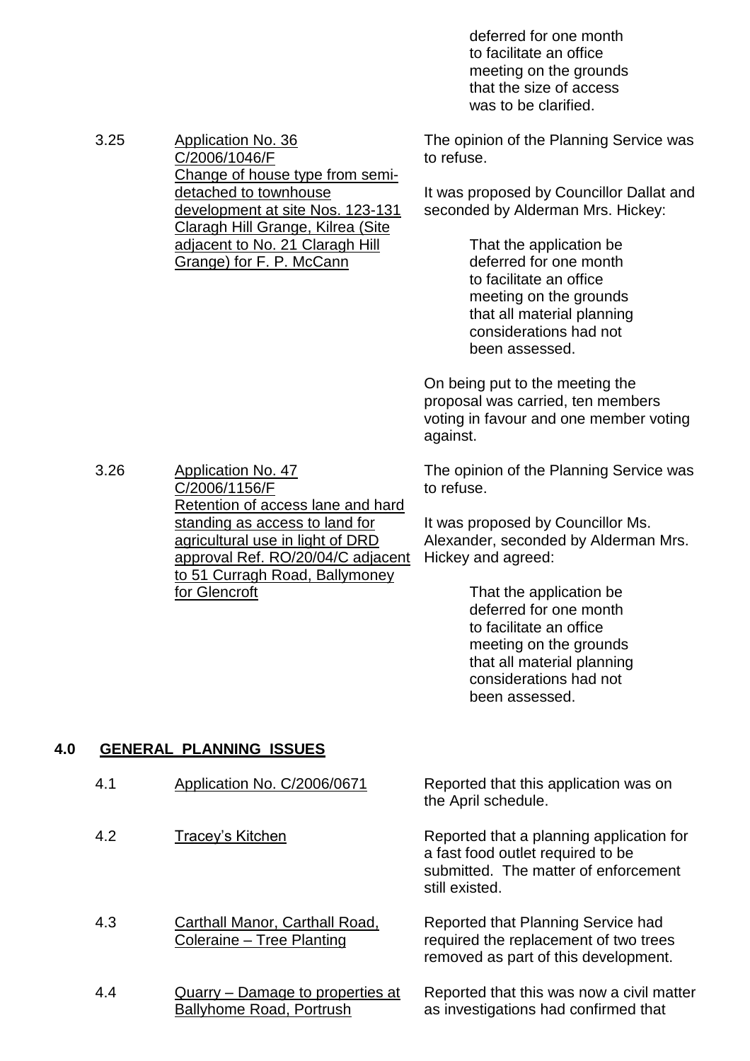deferred for one month to facilitate an office meeting on the grounds that the size of access was to be clarified.

3.25 Application No. 36 C/2006/1046/F Change of house type from semi-detached to townhouse development at site Nos. 123-131 Claragh Hill Grange, Kilrea (Site adjacent to No. 21 Claragh Hill Grange) for F. P. McCann

The opinion of the Planning Service was to refuse.

It was proposed by Councillor Dallat and seconded by Alderman Mrs. Hickey:

> That the application be deferred for one month to facilitate an office meeting on the grounds that all material planning considerations had not been assessed.

On being put to the meeting the proposal was carried, ten members voting in favour and one member voting against.

3.26 Application No. 47 C/2006/1156/F Retention of access lane and hard standing as access to land for agricultural use in light of DRD approval Ref. RO/20/04/C adjacent to 51 Curragh Road, Ballymoney for Glencroft

The opinion of the Planning Service was to refuse.

It was proposed by Councillor Ms. Alexander, seconded by Alderman Mrs. Hickey and agreed:

> That the application be deferred for one month to facilitate an office meeting on the grounds that all material planning considerations had not been assessed.

## 4.0 GENERAL PLANNING ISSUES

4.1 Application No. C/2006/0671

Reported that this application was on the April schedule.

4.2 Tracey's Kitchen

Reported that a planning application for a fast food outlet required to be submitted. The matter of enforcement still existed.

4.3 Carthall Manor, Carthall Road, Coleraine – Tree Planting

Reported that Planning Service had required the replacement of two trees removed as part of this development.

4.4 Quarry – Damage to properties at Ballyhome Road, Portrush

Reported that this was now a civil matter as investigations had confirmed that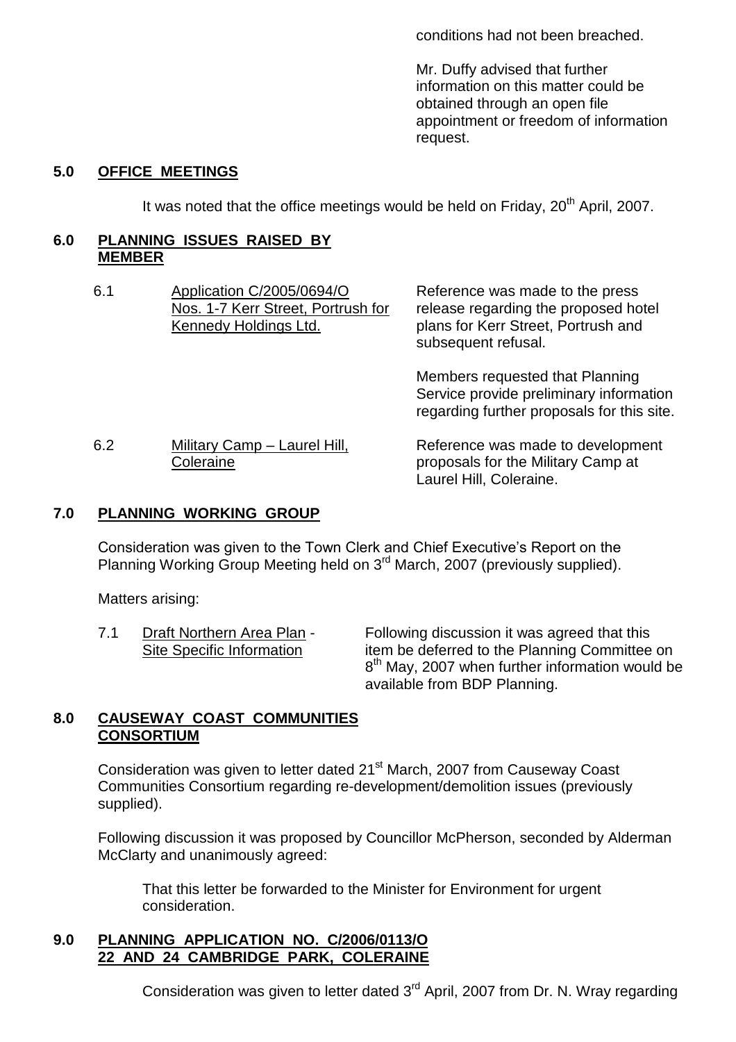conditions had not been breached.

Mr. Duffy advised that further information on this matter could be obtained through an open file appointment or freedom of information request.

## 5.0 OFFICE MEETINGS

It was noted that the office meetings would be held on Friday, 20th April, 2007.

## 6.0 PLANNING ISSUES RAISED BY MEMBER

6.1 Application C/2005/0694/O Nos. 1-7 Kerr Street, Portrush for Kennedy Holdings Ltd.

Reference was made to the press release regarding the proposed hotel plans for Kerr Street, Portrush and subsequent refusal.

Members requested that Planning Service provide preliminary information regarding further proposals for this site.

6.2 Military Camp – Laurel Hill, Coleraine

Reference was made to development proposals for the Military Camp at Laurel Hill, Coleraine.

## 7.0 PLANNING WORKING GROUP

Consideration was given to the Town Clerk and Chief Executive's Report on the Planning Working Group Meeting held on 3rd March, 2007 (previously supplied).

Matters arising:

7.1 Draft Northern Area Plan - Site Specific Information

Following discussion it was agreed that this item be deferred to the Planning Committee on 8th May, 2007 when further information would be available from BDP Planning.

## 8.0 CAUSEWAY COAST COMMUNITIES CONSORTIUM

Consideration was given to letter dated 21st March, 2007 from Causeway Coast Communities Consortium regarding re-development/demolition issues (previously supplied).

Following discussion it was proposed by Councillor McPherson, seconded by Alderman McClarty and unanimously agreed:

That this letter be forwarded to the Minister for Environment for urgent consideration.

## 9.0 PLANNING APPLICATION NO. C/2006/0113/O 22 AND 24 CAMBRIDGE PARK, COLERAINE

Consideration was given to letter dated 3rd April, 2007 from Dr. N. Wray regarding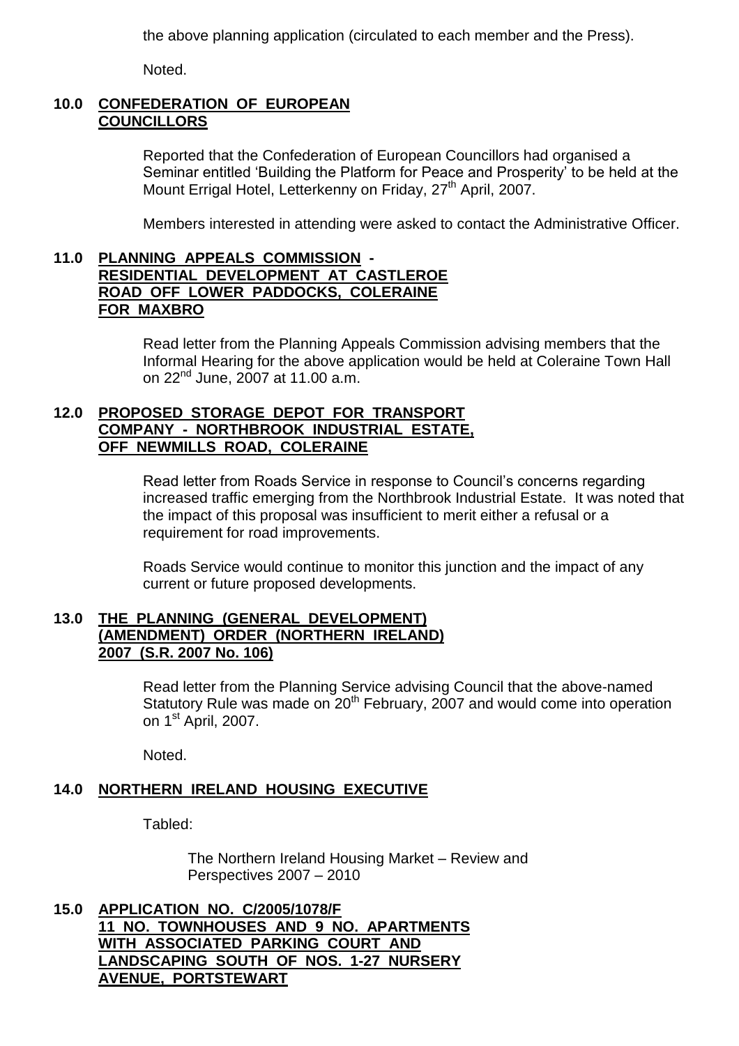the above planning application (circulated to each member and the Press).

Noted.

## 10.0 CONFEDERATION OF EUROPEAN COUNCILLORS

Reported that the Confederation of European Councillors had organised a Seminar entitled 'Building the Platform for Peace and Prosperity' to be held at the Mount Errigal Hotel, Letterkenny on Friday, 27th April, 2007.

Members interested in attending were asked to contact the Administrative Officer.

## 11.0 PLANNING APPEALS COMMISSION - RESIDENTIAL DEVELOPMENT AT CASTLEROE ROAD OFF LOWER PADDOCKS, COLERAINE FOR MAXBRO

Read letter from the Planning Appeals Commission advising members that the Informal Hearing for the above application would be held at Coleraine Town Hall on 22nd June, 2007 at 11.00 a.m.

## 12.0 PROPOSED STORAGE DEPOT FOR TRANSPORT COMPANY - NORTHBROOK INDUSTRIAL ESTATE, OFF NEWMILLS ROAD, COLERAINE

Read letter from Roads Service in response to Council's concerns regarding increased traffic emerging from the Northbrook Industrial Estate. It was noted that the impact of this proposal was insufficient to merit either a refusal or a requirement for road improvements.

Roads Service would continue to monitor this junction and the impact of any current or future proposed developments.

## 13.0 THE PLANNING (GENERAL DEVELOPMENT) (AMENDMENT) ORDER (NORTHERN IRELAND) 2007 (S.R. 2007 No. 106)

Read letter from the Planning Service advising Council that the above-named Statutory Rule was made on 20th February, 2007 and would come into operation on 1st April, 2007.

Noted.

## 14.0 NORTHERN IRELAND HOUSING EXECUTIVE

Tabled:

The Northern Ireland Housing Market – Review and Perspectives 2007 – 2010

## 15.0 APPLICATION NO. C/2005/1078/F 11 NO. TOWNHOUSES AND 9 NO. APARTMENTS WITH ASSOCIATED PARKING COURT AND LANDSCAPING SOUTH OF NOS. 1-27 NURSERY AVENUE, PORTSTEWART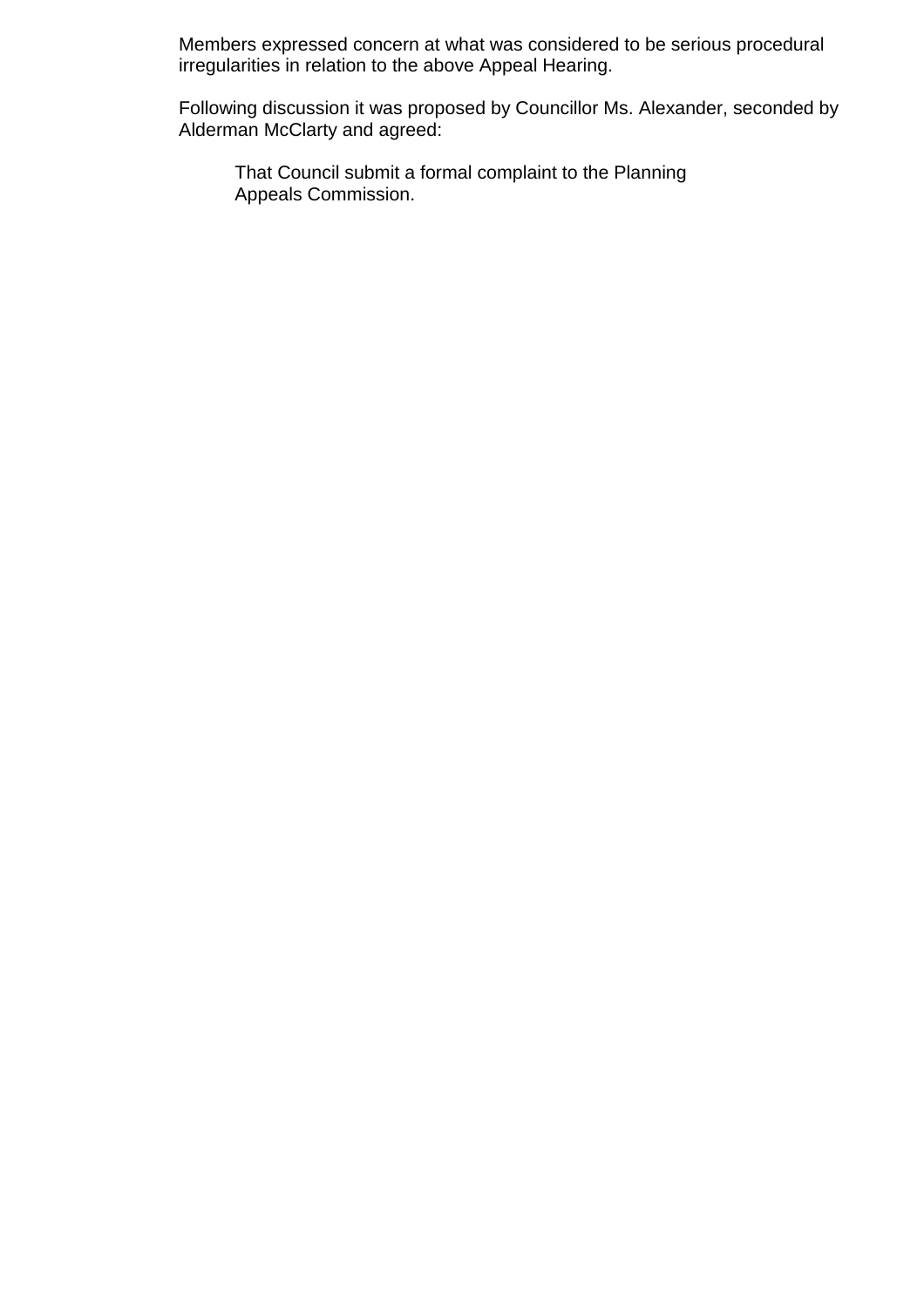Members expressed concern at what was considered to be serious procedural irregularities in relation to the above Appeal Hearing.

Following discussion it was proposed by Councillor Ms. Alexander, seconded by Alderman McClarty and agreed:

> That Council submit a formal complaint to the Planning Appeals Commission.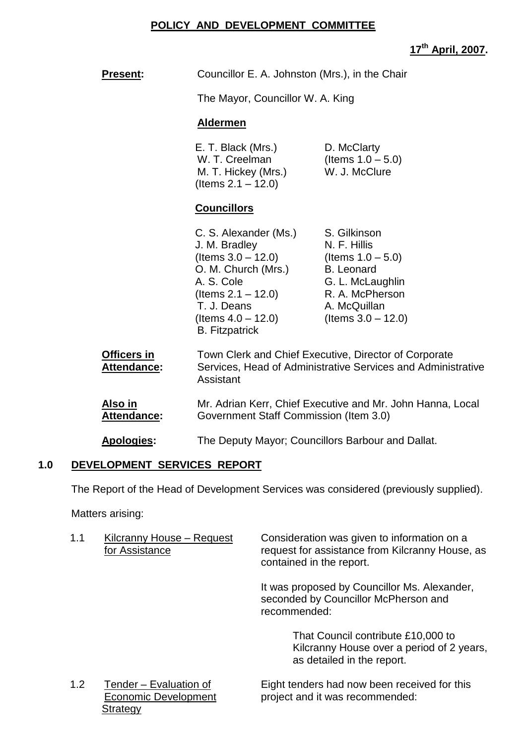**POLICY AND DEVELOPMENT COMMITTEE**

**17th April, 2007.**

**Present:** Councillor E. A. Johnston (Mrs.), in the Chair

The Mayor, Councillor W. A. King

**Aldermen**

E. T. Black (Mrs.)
W. T. Creelman
M. T. Hickey (Mrs.) (Items 2.1 – 12.0)
D. McClarty (Items 1.0 – 5.0)
W. J. McClure

**Councillors**

C. S. Alexander (Ms.)
J. M. Bradley (Items 3.0 – 12.0)
O. M. Church (Mrs.)
A. S. Cole (Items 2.1 – 12.0)
T. J. Deans (Items 4.0 – 12.0)
B. Fitzpatrick
S. Gilkinson
N. F. Hillis (Items 1.0 – 5.0)
B. Leonard
G. L. McLaughlin
R. A. McPherson
A. McQuillan (Items 3.0 – 12.0)

**Officers in Attendance:** Town Clerk and Chief Executive, Director of Corporate Services, Head of Administrative Services and Administrative Assistant

**Also in Attendance:** Mr. Adrian Kerr, Chief Executive and Mr. John Hanna, Local Government Staff Commission (Item 3.0)

**Apologies:** The Deputy Mayor; Councillors Barbour and Dallat.

## 1.0 DEVELOPMENT SERVICES REPORT

The Report of the Head of Development Services was considered (previously supplied).

Matters arising:

1.1 Kilcranny House – Request for Assistance

Consideration was given to information on a request for assistance from Kilcranny House, as contained in the report.

It was proposed by Councillor Ms. Alexander, seconded by Councillor McPherson and recommended:

> That Council contribute £10,000 to Kilcranny House over a period of 2 years, as detailed in the report.

1.2 Tender – Evaluation of Economic Development Strategy

Eight tenders had now been received for this project and it was recommended: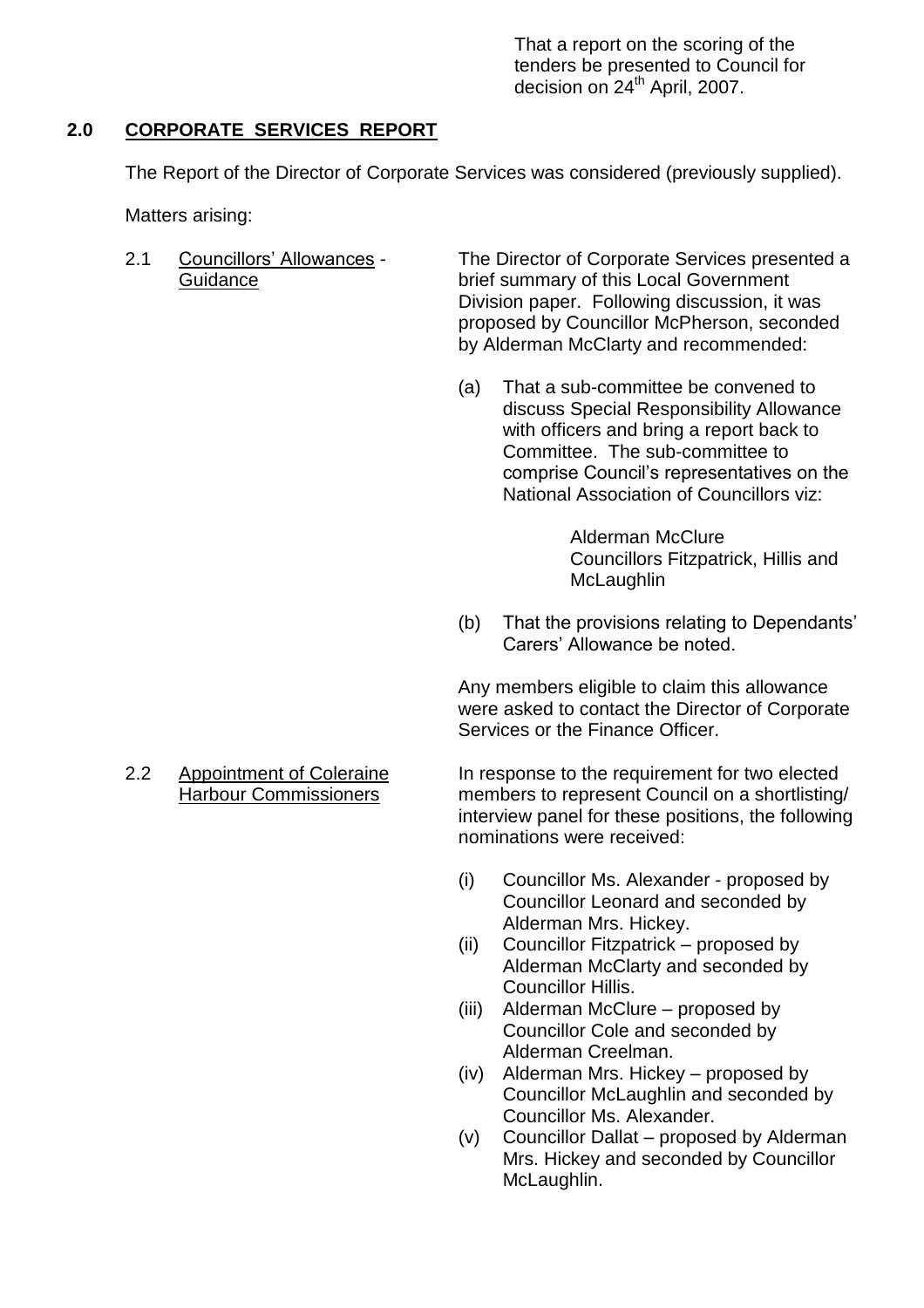That a report on the scoring of the tenders be presented to Council for decision on 24th April, 2007.

## 2.0 CORPORATE SERVICES REPORT

The Report of the Director of Corporate Services was considered (previously supplied).

Matters arising:

2.1 Councillors' Allowances - Guidance

The Director of Corporate Services presented a brief summary of this Local Government Division paper. Following discussion, it was proposed by Councillor McPherson, seconded by Alderman McClarty and recommended:

(a) That a sub-committee be convened to discuss Special Responsibility Allowance with officers and bring a report back to Committee. The sub-committee to comprise Council's representatives on the National Association of Councillors viz:

Alderman McClure
Councillors Fitzpatrick, Hillis and McLaughlin

(b) That the provisions relating to Dependants' Carers' Allowance be noted.

Any members eligible to claim this allowance were asked to contact the Director of Corporate Services or the Finance Officer.

2.2 Appointment of Coleraine Harbour Commissioners

In response to the requirement for two elected members to represent Council on a shortlisting/ interview panel for these positions, the following nominations were received:

(i) Councillor Ms. Alexander - proposed by Councillor Leonard and seconded by Alderman Mrs. Hickey.
(ii) Councillor Fitzpatrick – proposed by Alderman McClarty and seconded by Councillor Hillis.
(iii) Alderman McClure – proposed by Councillor Cole and seconded by Alderman Creelman.
(iv) Alderman Mrs. Hickey – proposed by Councillor McLaughlin and seconded by Councillor Ms. Alexander.
(v) Councillor Dallat – proposed by Alderman Mrs. Hickey and seconded by Councillor McLaughlin.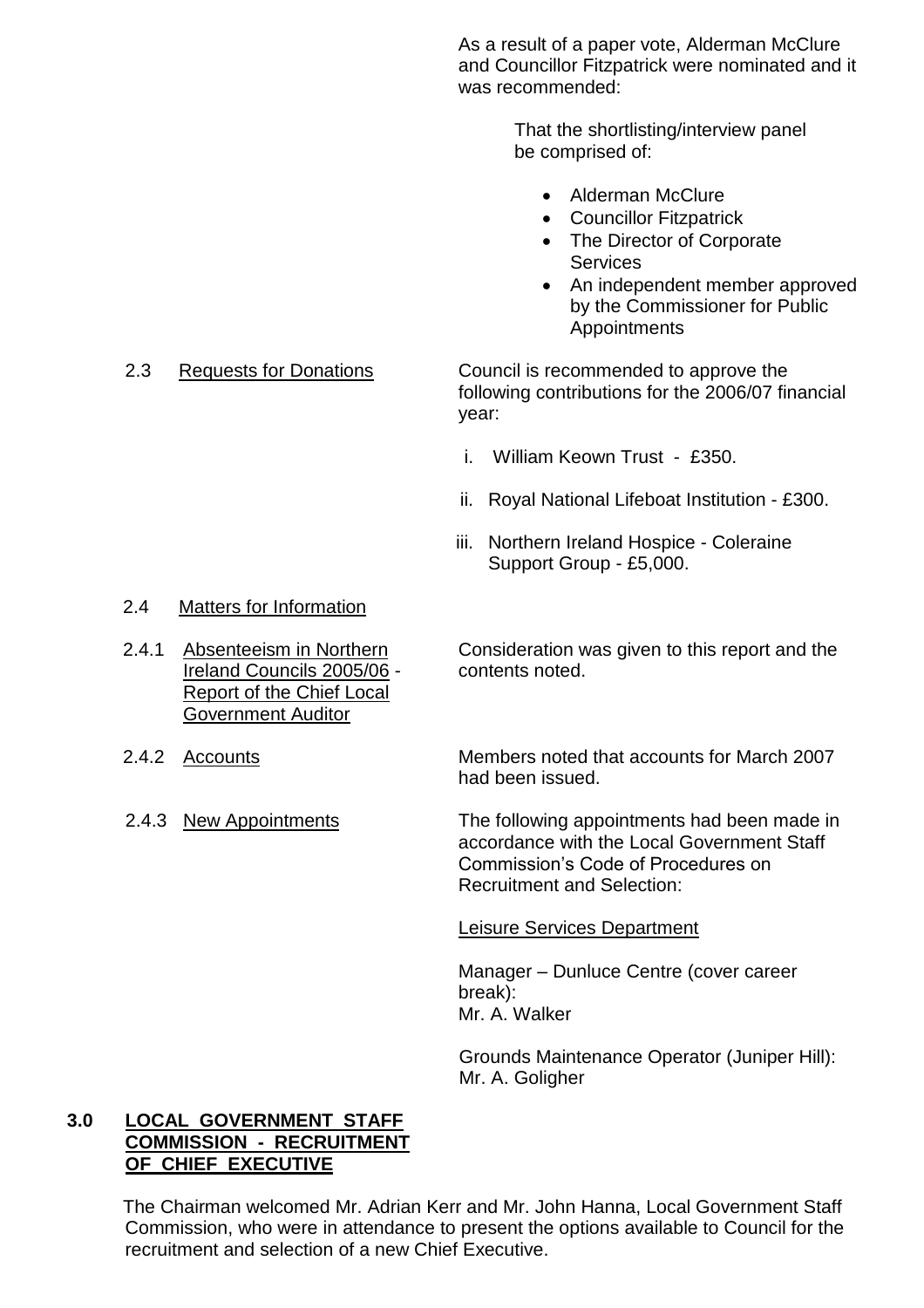As a result of a paper vote, Alderman McClure and Councillor Fitzpatrick were nominated and it was recommended:

> That the shortlisting/interview panel be comprised of:
>
> - Alderman McClure
> - Councillor Fitzpatrick
> - The Director of Corporate Services
> - An independent member approved by the Commissioner for Public Appointments

2.3 Requests for Donations

Council is recommended to approve the following contributions for the 2006/07 financial year:

i. William Keown Trust - £350.

ii. Royal National Lifeboat Institution - £300.

iii. Northern Ireland Hospice - Coleraine Support Group - £5,000.

2.4 Matters for Information

2.4.1 Absenteeism in Northern Ireland Councils 2005/06 - Report of the Chief Local Government Auditor

Consideration was given to this report and the contents noted.

2.4.2 Accounts

Members noted that accounts for March 2007 had been issued.

2.4.3 New Appointments

The following appointments had been made in accordance with the Local Government Staff Commission's Code of Procedures on Recruitment and Selection:

Leisure Services Department

Manager – Dunluce Centre (cover career break):
Mr. A. Walker

Grounds Maintenance Operator (Juniper Hill):
Mr. A. Goligher

## 3.0 LOCAL GOVERNMENT STAFF COMMISSION - RECRUITMENT OF CHIEF EXECUTIVE

The Chairman welcomed Mr. Adrian Kerr and Mr. John Hanna, Local Government Staff Commission, who were in attendance to present the options available to Council for the recruitment and selection of a new Chief Executive.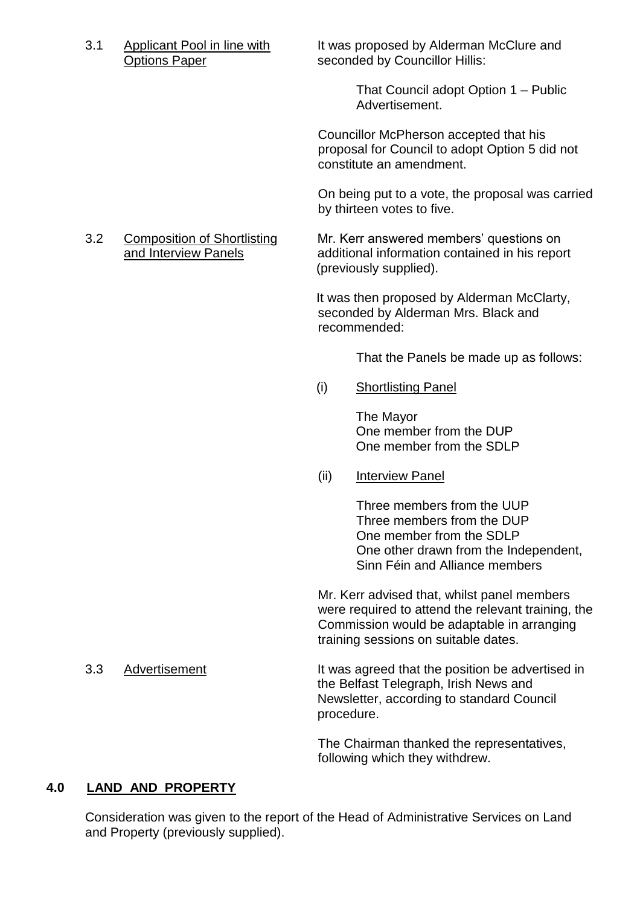3.1 <u>Applicant Pool in line with Options Paper</u>

It was proposed by Alderman McClure and seconded by Councillor Hillis:

> That Council adopt Option 1 – Public Advertisement.

Councillor McPherson accepted that his proposal for Council to adopt Option 5 did not constitute an amendment.

On being put to a vote, the proposal was carried by thirteen votes to five.

3.2 <u>Composition of Shortlisting and Interview Panels</u>

Mr. Kerr answered members' questions on additional information contained in his report (previously supplied).

It was then proposed by Alderman McClarty, seconded by Alderman Mrs. Black and recommended:

> That the Panels be made up as follows:

(i) <u>Shortlisting Panel</u>

The Mayor
One member from the DUP
One member from the SDLP

(ii) <u>Interview Panel</u>

Three members from the UUP
Three members from the DUP
One member from the SDLP
One other drawn from the Independent, Sinn Féin and Alliance members

Mr. Kerr advised that, whilst panel members were required to attend the relevant training, the Commission would be adaptable in arranging training sessions on suitable dates.

3.3 <u>Advertisement</u>

It was agreed that the position be advertised in the Belfast Telegraph, Irish News and Newsletter, according to standard Council procedure.

The Chairman thanked the representatives, following which they withdrew.

## 4.0 LAND AND PROPERTY

Consideration was given to the report of the Head of Administrative Services on Land and Property (previously supplied).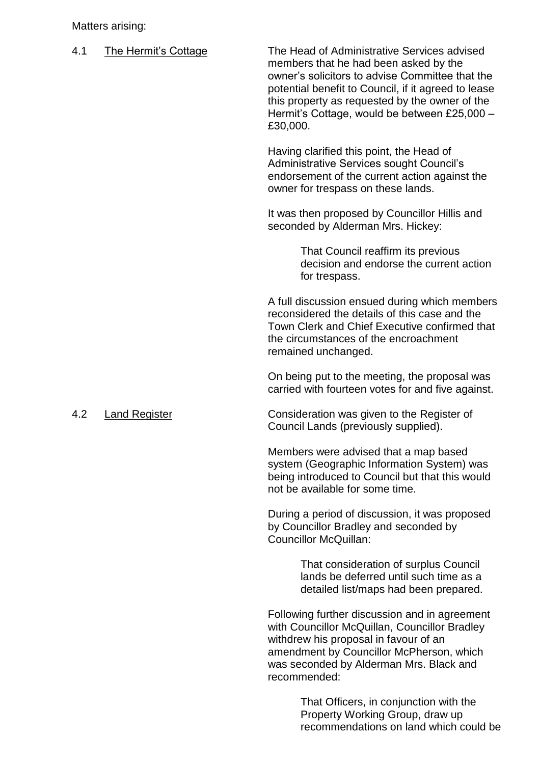Matters arising:

4.1 The Hermit's Cottage

The Head of Administrative Services advised members that he had been asked by the owner's solicitors to advise Committee that the potential benefit to Council, if it agreed to lease this property as requested by the owner of the Hermit's Cottage, would be between £25,000 – £30,000.

Having clarified this point, the Head of Administrative Services sought Council's endorsement of the current action against the owner for trespass on these lands.

It was then proposed by Councillor Hillis and seconded by Alderman Mrs. Hickey:

> That Council reaffirm its previous decision and endorse the current action for trespass.

A full discussion ensued during which members reconsidered the details of this case and the Town Clerk and Chief Executive confirmed that the circumstances of the encroachment remained unchanged.

On being put to the meeting, the proposal was carried with fourteen votes for and five against.

4.2 Land Register

Consideration was given to the Register of Council Lands (previously supplied).

Members were advised that a map based system (Geographic Information System) was being introduced to Council but that this would not be available for some time.

During a period of discussion, it was proposed by Councillor Bradley and seconded by Councillor McQuillan:

> That consideration of surplus Council lands be deferred until such time as a detailed list/maps had been prepared.

Following further discussion and in agreement with Councillor McQuillan, Councillor Bradley withdrew his proposal in favour of an amendment by Councillor McPherson, which was seconded by Alderman Mrs. Black and recommended:

> That Officers, in conjunction with the Property Working Group, draw up recommendations on land which could be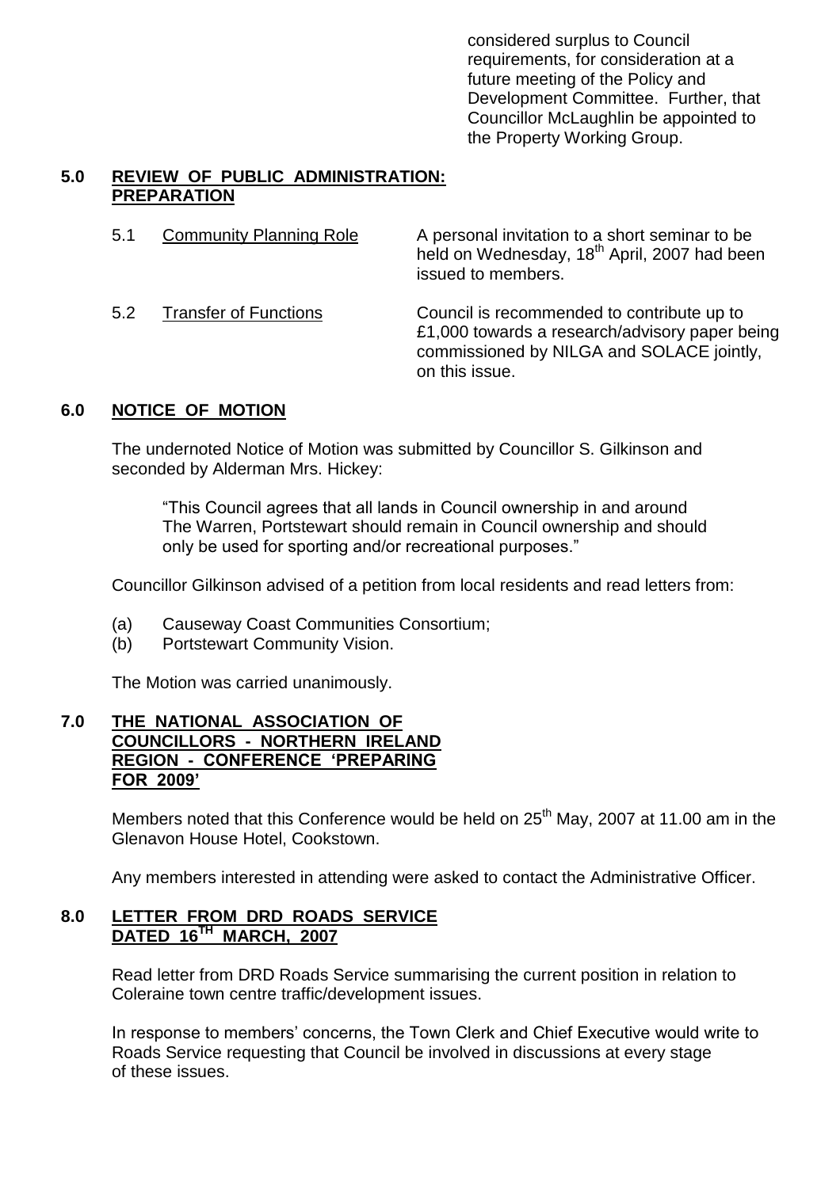considered surplus to Council requirements, for consideration at a future meeting of the Policy and Development Committee. Further, that Councillor McLaughlin be appointed to the Property Working Group.

## 5.0 REVIEW OF PUBLIC ADMINISTRATION: PREPARATION

5.1 Community Planning Role — A personal invitation to a short seminar to be held on Wednesday, 18th April, 2007 had been issued to members.

5.2 Transfer of Functions — Council is recommended to contribute up to £1,000 towards a research/advisory paper being commissioned by NILGA and SOLACE jointly, on this issue.

## 6.0 NOTICE OF MOTION

The undernoted Notice of Motion was submitted by Councillor S. Gilkinson and seconded by Alderman Mrs. Hickey:

> "This Council agrees that all lands in Council ownership in and around The Warren, Portstewart should remain in Council ownership and should only be used for sporting and/or recreational purposes."

Councillor Gilkinson advised of a petition from local residents and read letters from:

(a) Causeway Coast Communities Consortium;
(b) Portstewart Community Vision.

The Motion was carried unanimously.

## 7.0 THE NATIONAL ASSOCIATION OF COUNCILLORS - NORTHERN IRELAND REGION - CONFERENCE 'PREPARING FOR 2009'

Members noted that this Conference would be held on 25th May, 2007 at 11.00 am in the Glenavon House Hotel, Cookstown.

Any members interested in attending were asked to contact the Administrative Officer.

## 8.0 LETTER FROM DRD ROADS SERVICE DATED 16TH MARCH, 2007

Read letter from DRD Roads Service summarising the current position in relation to Coleraine town centre traffic/development issues.

In response to members' concerns, the Town Clerk and Chief Executive would write to Roads Service requesting that Council be involved in discussions at every stage of these issues.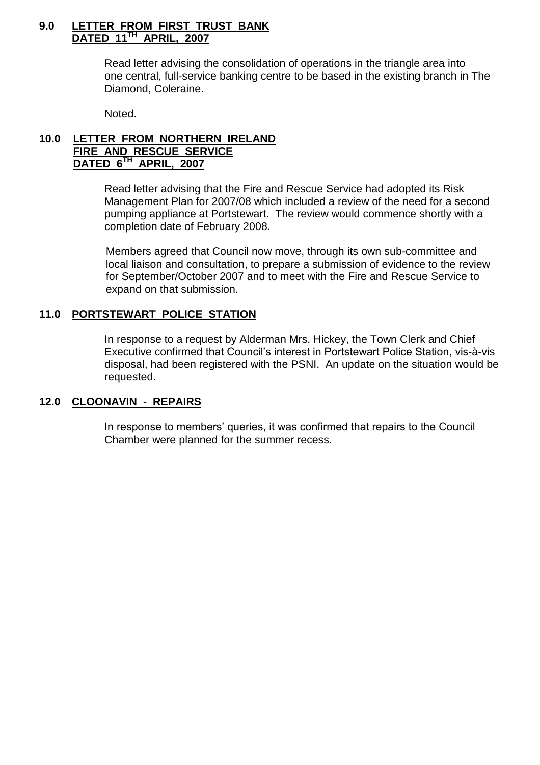**9.0 LETTER FROM FIRST TRUST BANK DATED 11TH APRIL, 2007**

Read letter advising the consolidation of operations in the triangle area into one central, full-service banking centre to be based in the existing branch in The Diamond, Coleraine.

Noted.

**10.0 LETTER FROM NORTHERN IRELAND FIRE AND RESCUE SERVICE DATED 6TH APRIL, 2007**

Read letter advising that the Fire and Rescue Service had adopted its Risk Management Plan for 2007/08 which included a review of the need for a second pumping appliance at Portstewart. The review would commence shortly with a completion date of February 2008.

Members agreed that Council now move, through its own sub-committee and local liaison and consultation, to prepare a submission of evidence to the review for September/October 2007 and to meet with the Fire and Rescue Service to expand on that submission.

**11.0 PORTSTEWART POLICE STATION**

In response to a request by Alderman Mrs. Hickey, the Town Clerk and Chief Executive confirmed that Council's interest in Portstewart Police Station, vis-à-vis disposal, had been registered with the PSNI. An update on the situation would be requested.

**12.0 CLOONAVIN - REPAIRS**

In response to members' queries, it was confirmed that repairs to the Council Chamber were planned for the summer recess.